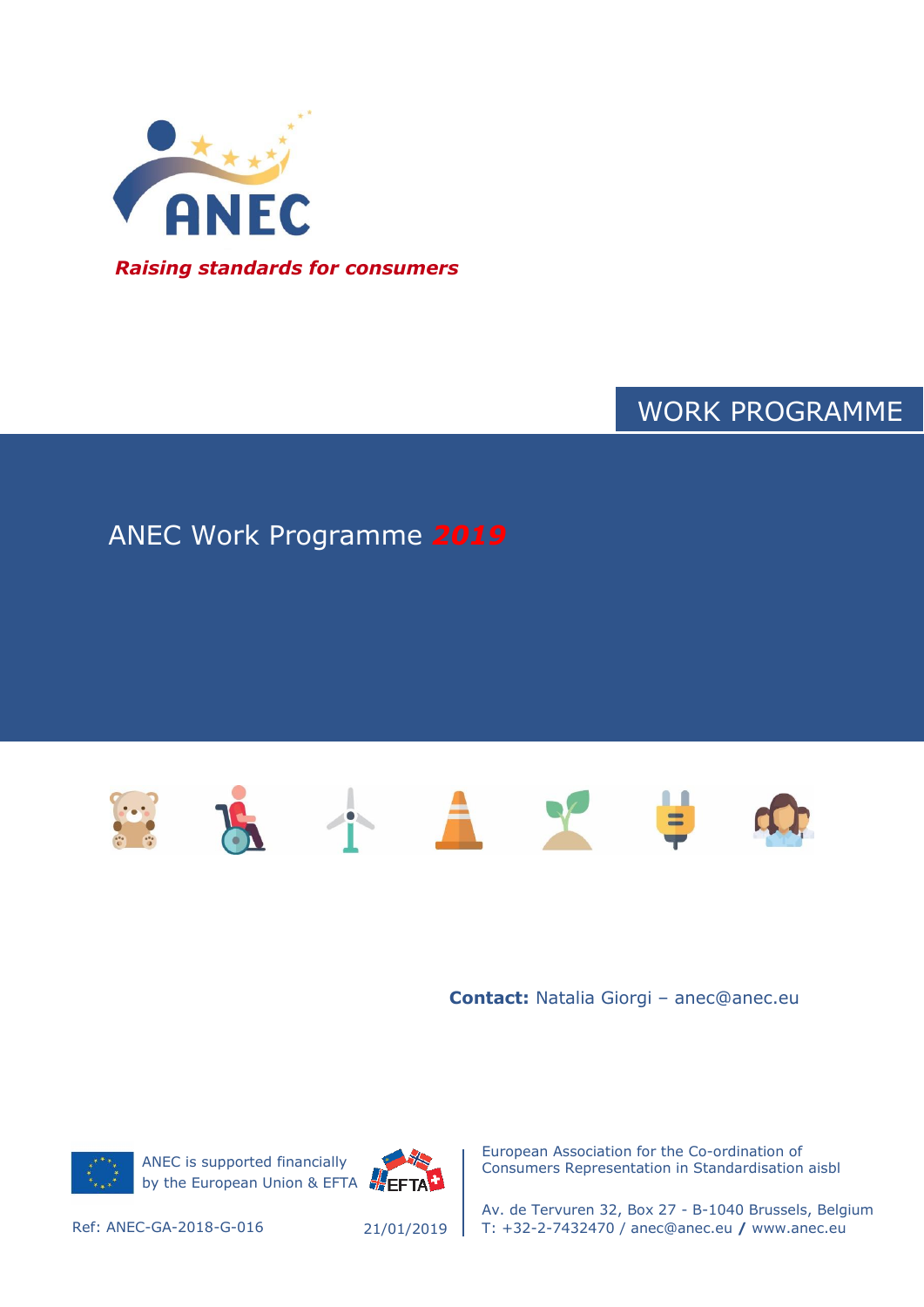ANEC

*Raising standards for consumers*

WORK PROGRAMME

# ANEC Work Programme 2019

**Contact:** Natalia Giorgi – anec@anec.eu

ANEC is supported financially by the European Union & EFTA

European Association for the Co-ordination of Consumers Representation in Standardisation aisbl

Av. de Tervuren 32, Box 27 - B-1040 Brussels, Belgium
T: +32-2-7432470 / anec@anec.eu / www.anec.eu

Ref: ANEC-GA-2018-G-016

21/01/2019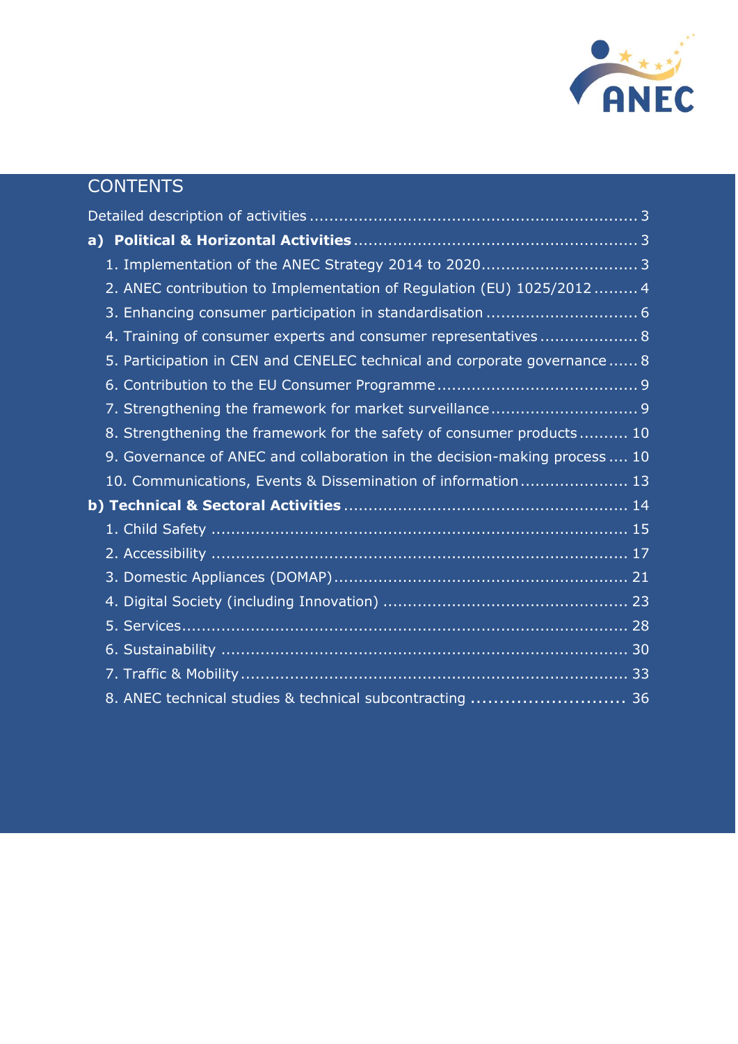# CONTENTS

Detailed description of activities ........................................................................ 3

**a) Political & Horizontal Activities** ....................................................... 3

1. Implementation of the ANEC Strategy 2014 to 2020 ............................... 3
2. ANEC contribution to Implementation of Regulation (EU) 1025/2012 ......... 4
3. Enhancing consumer participation in standardisation .............................. 6
4. Training of consumer experts and consumer representatives ................... 8
5. Participation in CEN and CENELEC technical and corporate governance ...... 8
6. Contribution to the EU Consumer Programme ....................................... 9
7. Strengthening the framework for market surveillance ............................. 9
8. Strengthening the framework for the safety of consumer products .......... 10
9. Governance of ANEC and collaboration in the decision-making process .... 10
10. Communications, Events & Dissemination of information ..................... 13

**b) Technical & Sectoral Activities** ....................................................... 14

1. Child Safety ........................................................................... 15
2. Accessibility ........................................................................... 17
3. Domestic Appliances (DOMAP) ....................................................... 21
4. Digital Society (including Innovation) ............................................... 23
5. Services ................................................................................ 28
6. Sustainability .......................................................................... 30
7. Traffic & Mobility ...................................................................... 33
8. ANEC technical studies & technical subcontracting ............................ 36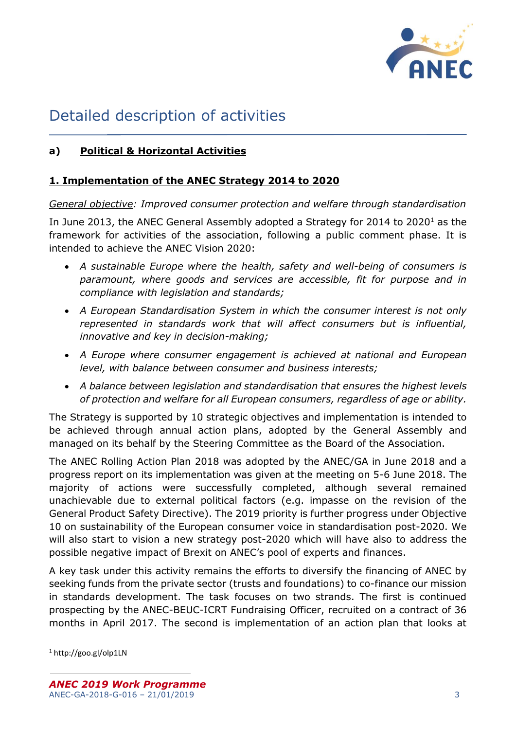# Detailed description of activities

## a) Political & Horizontal Activities

### 1. Implementation of the ANEC Strategy 2014 to 2020

*General objective: Improved consumer protection and welfare through standardisation*

In June 2013, the ANEC General Assembly adopted a Strategy for 2014 to 2020[1] as the framework for activities of the association, following a public comment phase. It is intended to achieve the ANEC Vision 2020:

- *A sustainable Europe where the health, safety and well-being of consumers is paramount, where goods and services are accessible, fit for purpose and in compliance with legislation and standards;*
- *A European Standardisation System in which the consumer interest is not only represented in standards work that will affect consumers but is influential, innovative and key in decision-making;*
- *A Europe where consumer engagement is achieved at national and European level, with balance between consumer and business interests;*
- *A balance between legislation and standardisation that ensures the highest levels of protection and welfare for all European consumers, regardless of age or ability.*

The Strategy is supported by 10 strategic objectives and implementation is intended to be achieved through annual action plans, adopted by the General Assembly and managed on its behalf by the Steering Committee as the Board of the Association.

The ANEC Rolling Action Plan 2018 was adopted by the ANEC/GA in June 2018 and a progress report on its implementation was given at the meeting on 5-6 June 2018. The majority of actions were successfully completed, although several remained unachievable due to external political factors (e.g. impasse on the revision of the General Product Safety Directive). The 2019 priority is further progress under Objective 10 on sustainability of the European consumer voice in standardisation post-2020. We will also start to vision a new strategy post-2020 which will have also to address the possible negative impact of Brexit on ANEC's pool of experts and finances.

A key task under this activity remains the efforts to diversify the financing of ANEC by seeking funds from the private sector (trusts and foundations) to co-finance our mission in standards development. The task focuses on two strands. The first is continued prospecting by the ANEC-BEUC-ICRT Fundraising Officer, recruited on a contract of 36 months in April 2017. The second is implementation of an action plan that looks at

[1] http://goo.gl/olp1LN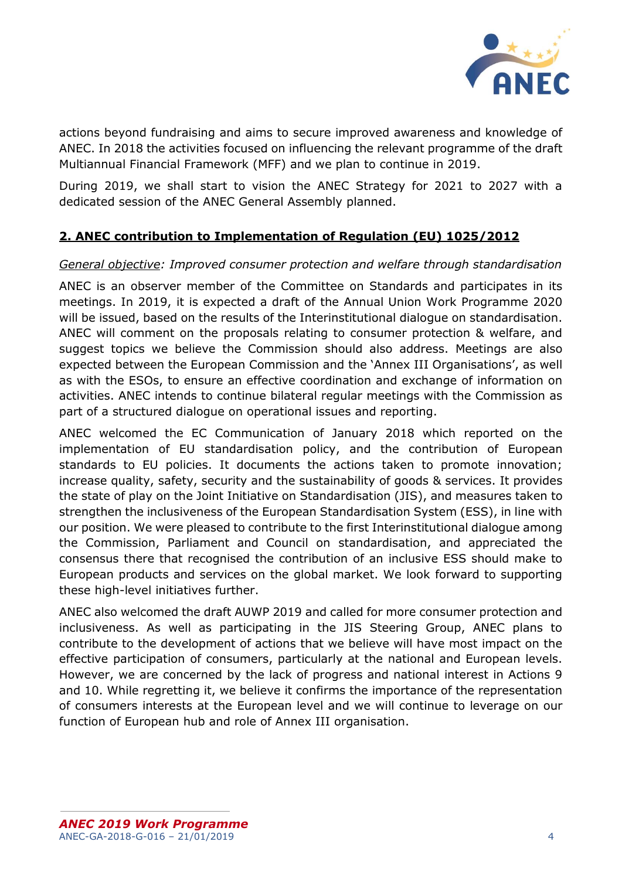actions beyond fundraising and aims to secure improved awareness and knowledge of ANEC. In 2018 the activities focused on influencing the relevant programme of the draft Multiannual Financial Framework (MFF) and we plan to continue in 2019.

During 2019, we shall start to vision the ANEC Strategy for 2021 to 2027 with a dedicated session of the ANEC General Assembly planned.

## 2. ANEC contribution to Implementation of Regulation (EU) 1025/2012

*General objective: Improved consumer protection and welfare through standardisation*

ANEC is an observer member of the Committee on Standards and participates in its meetings. In 2019, it is expected a draft of the Annual Union Work Programme 2020 will be issued, based on the results of the Interinstitutional dialogue on standardisation. ANEC will comment on the proposals relating to consumer protection & welfare, and suggest topics we believe the Commission should also address. Meetings are also expected between the European Commission and the 'Annex III Organisations', as well as with the ESOs, to ensure an effective coordination and exchange of information on activities. ANEC intends to continue bilateral regular meetings with the Commission as part of a structured dialogue on operational issues and reporting.

ANEC welcomed the EC Communication of January 2018 which reported on the implementation of EU standardisation policy, and the contribution of European standards to EU policies. It documents the actions taken to promote innovation; increase quality, safety, security and the sustainability of goods & services. It provides the state of play on the Joint Initiative on Standardisation (JIS), and measures taken to strengthen the inclusiveness of the European Standardisation System (ESS), in line with our position. We were pleased to contribute to the first Interinstitutional dialogue among the Commission, Parliament and Council on standardisation, and appreciated the consensus there that recognised the contribution of an inclusive ESS should make to European products and services on the global market. We look forward to supporting these high-level initiatives further.

ANEC also welcomed the draft AUWP 2019 and called for more consumer protection and inclusiveness. As well as participating in the JIS Steering Group, ANEC plans to contribute to the development of actions that we believe will have most impact on the effective participation of consumers, particularly at the national and European levels. However, we are concerned by the lack of progress and national interest in Actions 9 and 10. While regretting it, we believe it confirms the importance of the representation of consumers interests at the European level and we will continue to leverage on our function of European hub and role of Annex III organisation.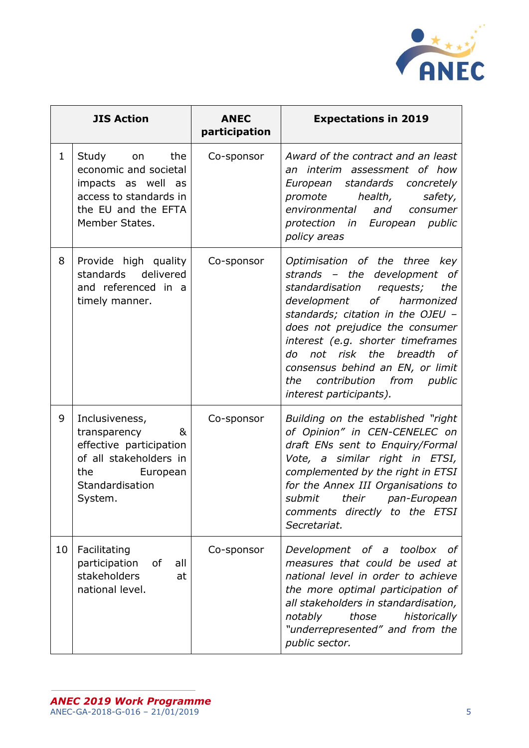| | JIS Action | ANEC participation | Expectations in 2019 |
|---|---|---|---|
| 1 | Study on the economic and societal impacts as well as access to standards in the EU and the EFTA Member States. | Co-sponsor | *Award of the contract and an least an interim assessment of how European standards concretely promote health, safety, environmental and consumer protection in European public policy areas* |
| 8 | Provide high quality standards delivered and referenced in a timely manner. | Co-sponsor | *Optimisation of the three key strands – the development of standardisation requests; the development of harmonized standards; citation in the OJEU – does not prejudice the consumer interest (e.g. shorter timeframes do not risk the breadth of consensus behind an EN, or limit the contribution from public interest participants).* |
| 9 | Inclusiveness, transparency & effective participation of all stakeholders in the European Standardisation System. | Co-sponsor | *Building on the established "right of Opinion" in CEN-CENELEC on draft ENs sent to Enquiry/Formal Vote, a similar right in ETSI, complemented by the right in ETSI for the Annex III Organisations to submit their pan-European comments directly to the ETSI Secretariat.* |
| 10 | Facilitating participation of all stakeholders at national level. | Co-sponsor | *Development of a toolbox of measures that could be used at national level in order to achieve the more optimal participation of all stakeholders in standardisation, notably those historically "underrepresented" and from the public sector.* |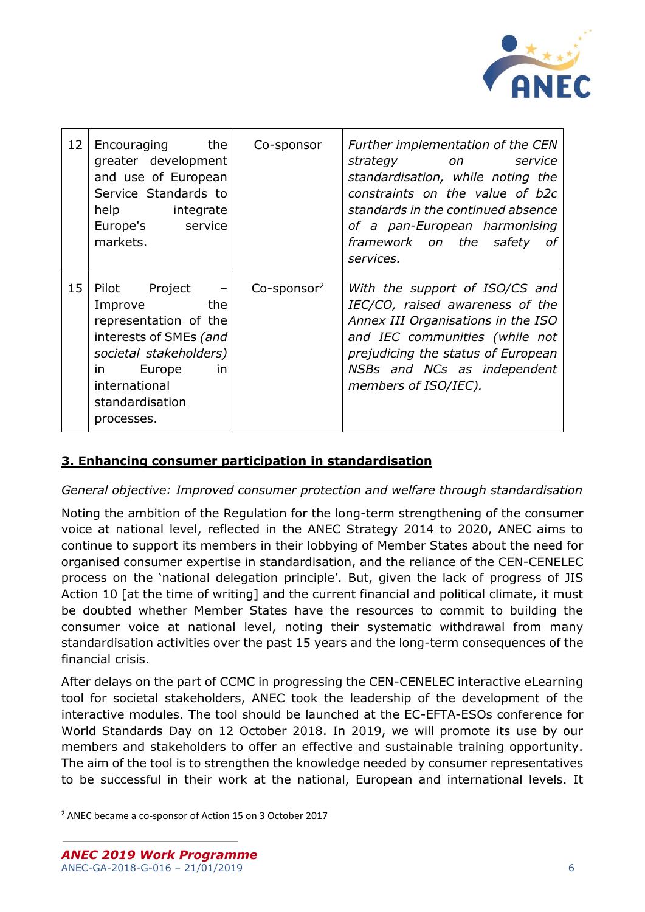| 12 | Encouraging the greater development and use of European Service Standards to help integrate Europe's service markets. | Co-sponsor | *Further implementation of the CEN strategy on service standardisation, while noting the constraints on the value of b2c standards in the continued absence of a pan-European harmonising framework on the safety of services.* |
|---|---|---|---|
| 15 | Pilot Project – Improve the representation of the interests of SMEs *(and societal stakeholders)* in Europe in international standardisation processes. | Co-sponsor[2] | *With the support of ISO/CS and IEC/CO, raised awareness of the Annex III Organisations in the ISO and IEC communities (while not prejudicing the status of European NSBs and NCs as independent members of ISO/IEC).* |

## 3. Enhancing consumer participation in standardisation

*General objective: Improved consumer protection and welfare through standardisation*

Noting the ambition of the Regulation for the long-term strengthening of the consumer voice at national level, reflected in the ANEC Strategy 2014 to 2020, ANEC aims to continue to support its members in their lobbying of Member States about the need for organised consumer expertise in standardisation, and the reliance of the CEN-CENELEC process on the 'national delegation principle'. But, given the lack of progress of JIS Action 10 [at the time of writing] and the current financial and political climate, it must be doubted whether Member States have the resources to commit to building the consumer voice at national level, noting their systematic withdrawal from many standardisation activities over the past 15 years and the long-term consequences of the financial crisis.

After delays on the part of CCMC in progressing the CEN-CENELEC interactive eLearning tool for societal stakeholders, ANEC took the leadership of the development of the interactive modules. The tool should be launched at the EC-EFTA-ESOs conference for World Standards Day on 12 October 2018. In 2019, we will promote its use by our members and stakeholders to offer an effective and sustainable training opportunity. The aim of the tool is to strengthen the knowledge needed by consumer representatives to be successful in their work at the national, European and international levels. It

[2] ANEC became a co-sponsor of Action 15 on 3 October 2017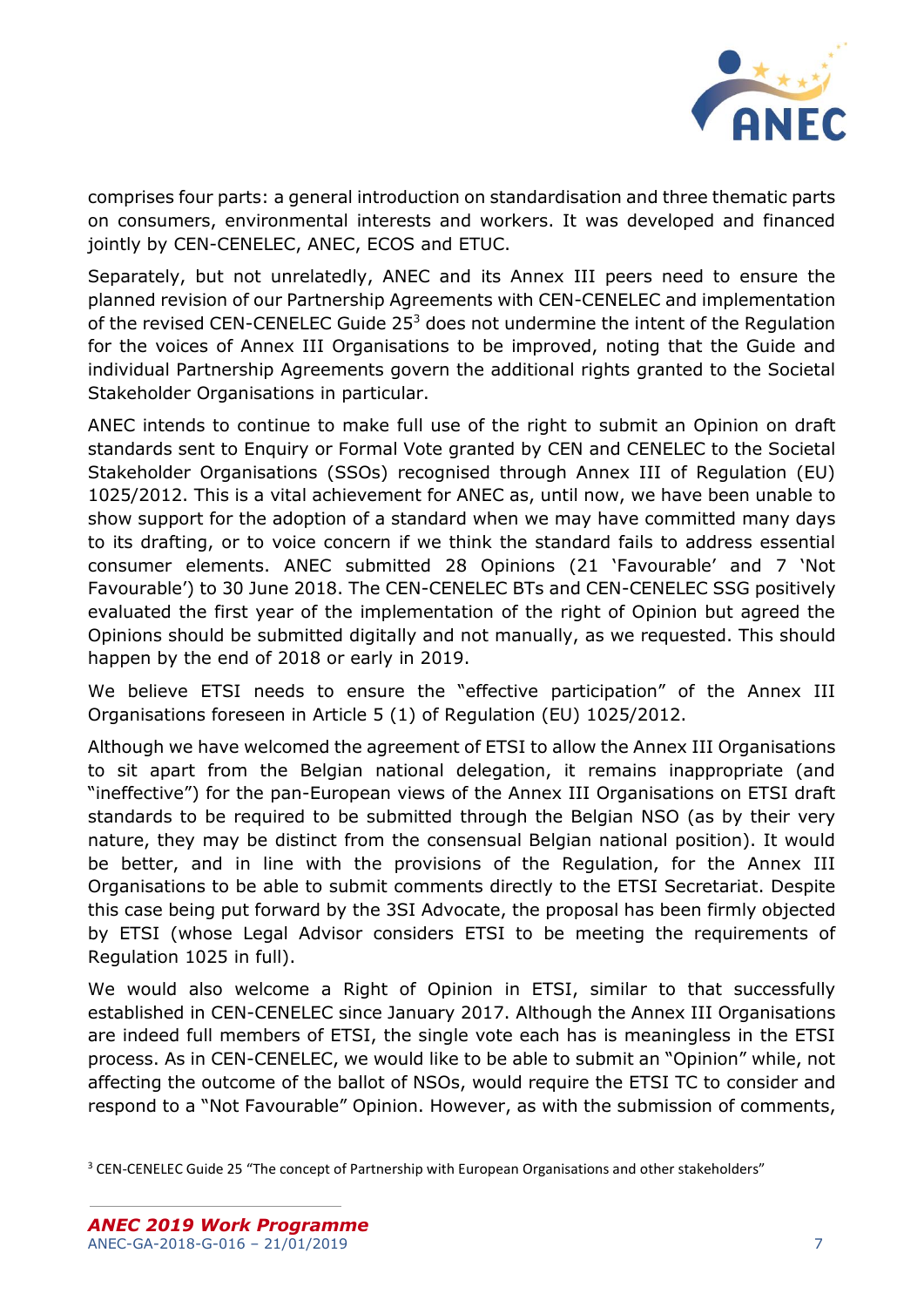comprises four parts: a general introduction on standardisation and three thematic parts on consumers, environmental interests and workers. It was developed and financed jointly by CEN-CENELEC, ANEC, ECOS and ETUC.

Separately, but not unrelatedly, ANEC and its Annex III peers need to ensure the planned revision of our Partnership Agreements with CEN-CENELEC and implementation of the revised CEN-CENELEC Guide 25[3] does not undermine the intent of the Regulation for the voices of Annex III Organisations to be improved, noting that the Guide and individual Partnership Agreements govern the additional rights granted to the Societal Stakeholder Organisations in particular.

ANEC intends to continue to make full use of the right to submit an Opinion on draft standards sent to Enquiry or Formal Vote granted by CEN and CENELEC to the Societal Stakeholder Organisations (SSOs) recognised through Annex III of Regulation (EU) 1025/2012. This is a vital achievement for ANEC as, until now, we have been unable to show support for the adoption of a standard when we may have committed many days to its drafting, or to voice concern if we think the standard fails to address essential consumer elements. ANEC submitted 28 Opinions (21 'Favourable' and 7 'Not Favourable') to 30 June 2018. The CEN-CENELEC BTs and CEN-CENELEC SSG positively evaluated the first year of the implementation of the right of Opinion but agreed the Opinions should be submitted digitally and not manually, as we requested. This should happen by the end of 2018 or early in 2019.

We believe ETSI needs to ensure the "effective participation" of the Annex III Organisations foreseen in Article 5 (1) of Regulation (EU) 1025/2012.

Although we have welcomed the agreement of ETSI to allow the Annex III Organisations to sit apart from the Belgian national delegation, it remains inappropriate (and "ineffective") for the pan-European views of the Annex III Organisations on ETSI draft standards to be required to be submitted through the Belgian NSO (as by their very nature, they may be distinct from the consensual Belgian national position). It would be better, and in line with the provisions of the Regulation, for the Annex III Organisations to be able to submit comments directly to the ETSI Secretariat. Despite this case being put forward by the 3SI Advocate, the proposal has been firmly objected by ETSI (whose Legal Advisor considers ETSI to be meeting the requirements of Regulation 1025 in full).

We would also welcome a Right of Opinion in ETSI, similar to that successfully established in CEN-CENELEC since January 2017. Although the Annex III Organisations are indeed full members of ETSI, the single vote each has is meaningless in the ETSI process. As in CEN-CENELEC, we would like to be able to submit an "Opinion" while, not affecting the outcome of the ballot of NSOs, would require the ETSI TC to consider and respond to a "Not Favourable" Opinion. However, as with the submission of comments,

[3] CEN-CENELEC Guide 25 "The concept of Partnership with European Organisations and other stakeholders"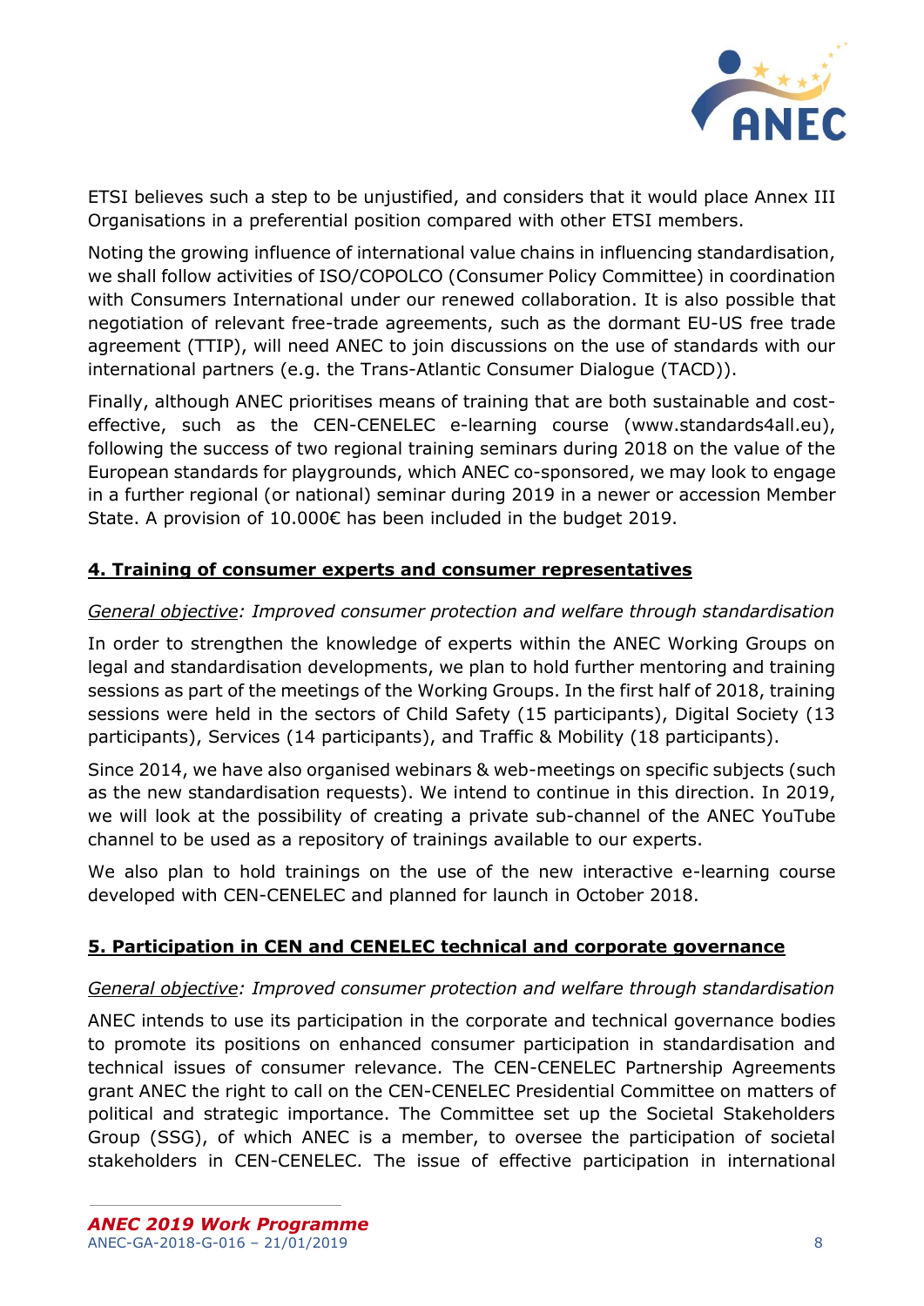ETSI believes such a step to be unjustified, and considers that it would place Annex III Organisations in a preferential position compared with other ETSI members.

Noting the growing influence of international value chains in influencing standardisation, we shall follow activities of ISO/COPOLCO (Consumer Policy Committee) in coordination with Consumers International under our renewed collaboration. It is also possible that negotiation of relevant free-trade agreements, such as the dormant EU-US free trade agreement (TTIP), will need ANEC to join discussions on the use of standards with our international partners (e.g. the Trans-Atlantic Consumer Dialogue (TACD)).

Finally, although ANEC prioritises means of training that are both sustainable and cost-effective, such as the CEN-CENELEC e-learning course (www.standards4all.eu), following the success of two regional training seminars during 2018 on the value of the European standards for playgrounds, which ANEC co-sponsored, we may look to engage in a further regional (or national) seminar during 2019 in a newer or accession Member State. A provision of 10.000€ has been included in the budget 2019.

## 4. Training of consumer experts and consumer representatives

*General objective: Improved consumer protection and welfare through standardisation*

In order to strengthen the knowledge of experts within the ANEC Working Groups on legal and standardisation developments, we plan to hold further mentoring and training sessions as part of the meetings of the Working Groups. In the first half of 2018, training sessions were held in the sectors of Child Safety (15 participants), Digital Society (13 participants), Services (14 participants), and Traffic & Mobility (18 participants).

Since 2014, we have also organised webinars & web-meetings on specific subjects (such as the new standardisation requests). We intend to continue in this direction. In 2019, we will look at the possibility of creating a private sub-channel of the ANEC YouTube channel to be used as a repository of trainings available to our experts.

We also plan to hold trainings on the use of the new interactive e-learning course developed with CEN-CENELEC and planned for launch in October 2018.

## 5. Participation in CEN and CENELEC technical and corporate governance

*General objective: Improved consumer protection and welfare through standardisation*

ANEC intends to use its participation in the corporate and technical governance bodies to promote its positions on enhanced consumer participation in standardisation and technical issues of consumer relevance. The CEN-CENELEC Partnership Agreements grant ANEC the right to call on the CEN-CENELEC Presidential Committee on matters of political and strategic importance. The Committee set up the Societal Stakeholders Group (SSG), of which ANEC is a member, to oversee the participation of societal stakeholders in CEN-CENELEC. The issue of effective participation in international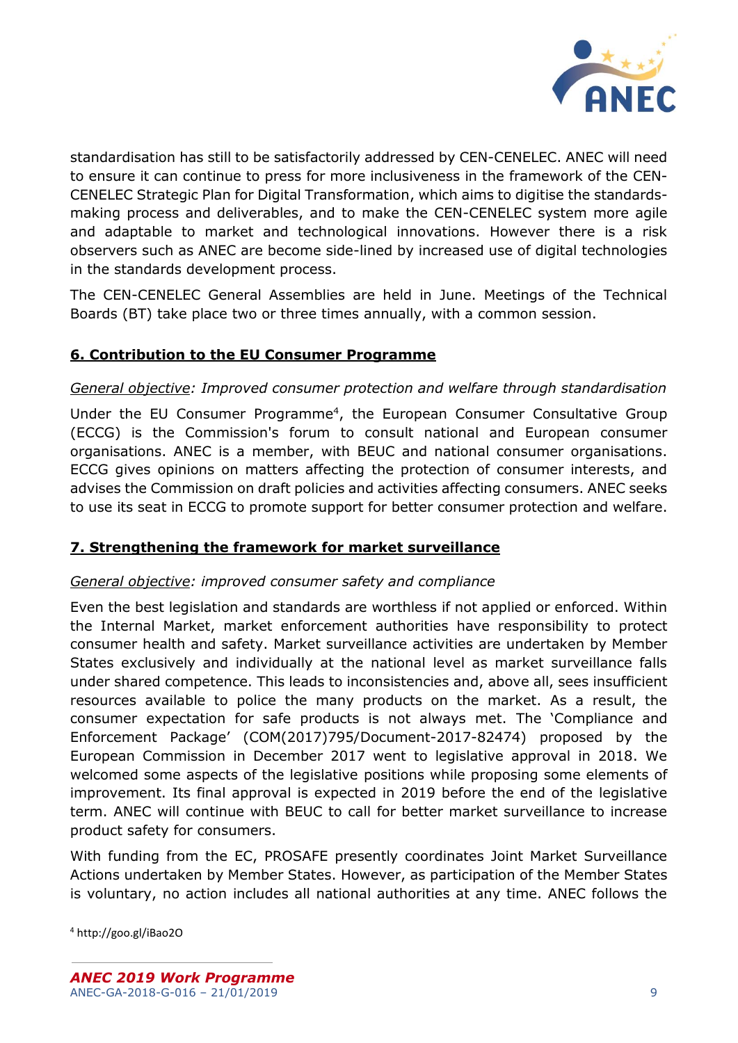standardisation has still to be satisfactorily addressed by CEN-CENELEC. ANEC will need to ensure it can continue to press for more inclusiveness in the framework of the CEN-CENELEC Strategic Plan for Digital Transformation, which aims to digitise the standards-making process and deliverables, and to make the CEN-CENELEC system more agile and adaptable to market and technological innovations. However there is a risk observers such as ANEC are become side-lined by increased use of digital technologies in the standards development process.

The CEN-CENELEC General Assemblies are held in June. Meetings of the Technical Boards (BT) take place two or three times annually, with a common session.

## 6. Contribution to the EU Consumer Programme

*General objective: Improved consumer protection and welfare through standardisation*

Under the EU Consumer Programme[4], the European Consumer Consultative Group (ECCG) is the Commission's forum to consult national and European consumer organisations. ANEC is a member, with BEUC and national consumer organisations. ECCG gives opinions on matters affecting the protection of consumer interests, and advises the Commission on draft policies and activities affecting consumers. ANEC seeks to use its seat in ECCG to promote support for better consumer protection and welfare.

## 7. Strengthening the framework for market surveillance

*General objective: improved consumer safety and compliance*

Even the best legislation and standards are worthless if not applied or enforced. Within the Internal Market, market enforcement authorities have responsibility to protect consumer health and safety. Market surveillance activities are undertaken by Member States exclusively and individually at the national level as market surveillance falls under shared competence. This leads to inconsistencies and, above all, sees insufficient resources available to police the many products on the market. As a result, the consumer expectation for safe products is not always met. The 'Compliance and Enforcement Package' (COM(2017)795/Document-2017-82474) proposed by the European Commission in December 2017 went to legislative approval in 2018. We welcomed some aspects of the legislative positions while proposing some elements of improvement. Its final approval is expected in 2019 before the end of the legislative term. ANEC will continue with BEUC to call for better market surveillance to increase product safety for consumers.

With funding from the EC, PROSAFE presently coordinates Joint Market Surveillance Actions undertaken by Member States. However, as participation of the Member States is voluntary, no action includes all national authorities at any time. ANEC follows the

[4] http://goo.gl/iBao2O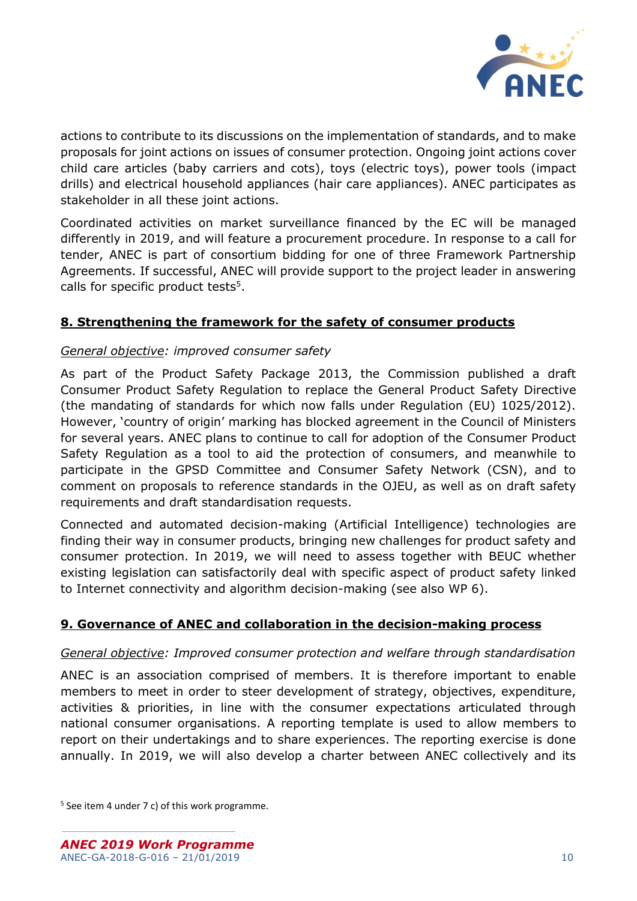actions to contribute to its discussions on the implementation of standards, and to make proposals for joint actions on issues of consumer protection. Ongoing joint actions cover child care articles (baby carriers and cots), toys (electric toys), power tools (impact drills) and electrical household appliances (hair care appliances). ANEC participates as stakeholder in all these joint actions.

Coordinated activities on market surveillance financed by the EC will be managed differently in 2019, and will feature a procurement procedure. In response to a call for tender, ANEC is part of consortium bidding for one of three Framework Partnership Agreements. If successful, ANEC will provide support to the project leader in answering calls for specific product tests[5].

## 8. Strengthening the framework for the safety of consumer products

*General objective: improved consumer safety*

As part of the Product Safety Package 2013, the Commission published a draft Consumer Product Safety Regulation to replace the General Product Safety Directive (the mandating of standards for which now falls under Regulation (EU) 1025/2012). However, 'country of origin' marking has blocked agreement in the Council of Ministers for several years. ANEC plans to continue to call for adoption of the Consumer Product Safety Regulation as a tool to aid the protection of consumers, and meanwhile to participate in the GPSD Committee and Consumer Safety Network (CSN), and to comment on proposals to reference standards in the OJEU, as well as on draft safety requirements and draft standardisation requests.

Connected and automated decision-making (Artificial Intelligence) technologies are finding their way in consumer products, bringing new challenges for product safety and consumer protection. In 2019, we will need to assess together with BEUC whether existing legislation can satisfactorily deal with specific aspect of product safety linked to Internet connectivity and algorithm decision-making (see also WP 6).

## 9. Governance of ANEC and collaboration in the decision-making process

*General objective: Improved consumer protection and welfare through standardisation*

ANEC is an association comprised of members. It is therefore important to enable members to meet in order to steer development of strategy, objectives, expenditure, activities & priorities, in line with the consumer expectations articulated through national consumer organisations. A reporting template is used to allow members to report on their undertakings and to share experiences. The reporting exercise is done annually. In 2019, we will also develop a charter between ANEC collectively and its

[5] See item 4 under 7 c) of this work programme.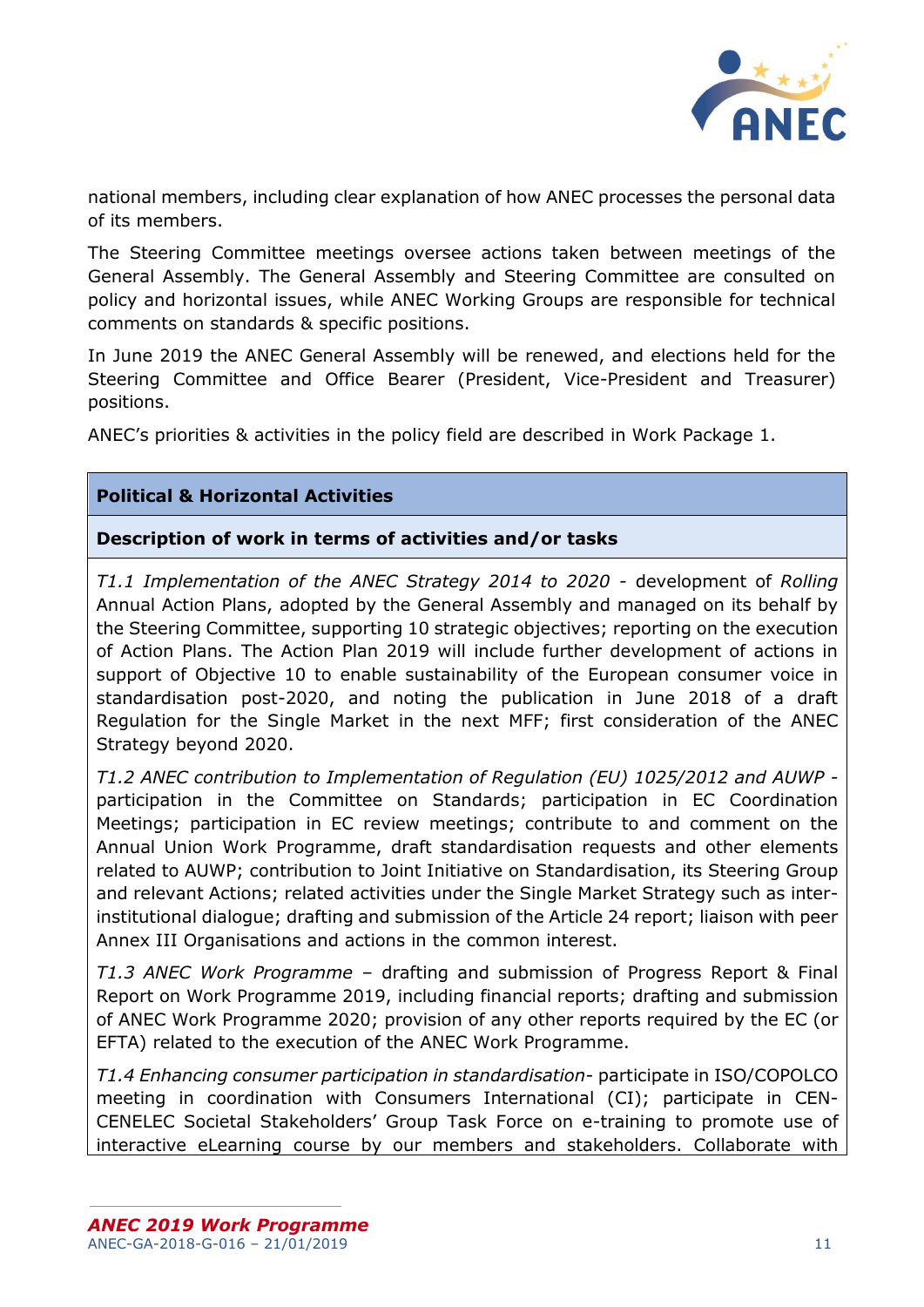national members, including clear explanation of how ANEC processes the personal data of its members.

The Steering Committee meetings oversee actions taken between meetings of the General Assembly. The General Assembly and Steering Committee are consulted on policy and horizontal issues, while ANEC Working Groups are responsible for technical comments on standards & specific positions.

In June 2019 the ANEC General Assembly will be renewed, and elections held for the Steering Committee and Office Bearer (President, Vice-President and Treasurer) positions.

ANEC's priorities & activities in the policy field are described in Work Package 1.

| **Political & Horizontal Activities** |
| --- |
| **Description of work in terms of activities and/or tasks** |
| *T1.1 Implementation of the ANEC Strategy 2014 to 2020* - development of *Rolling* Annual Action Plans, adopted by the General Assembly and managed on its behalf by the Steering Committee, supporting 10 strategic objectives; reporting on the execution of Action Plans. The Action Plan 2019 will include further development of actions in support of Objective 10 to enable sustainability of the European consumer voice in standardisation post-2020, and noting the publication in June 2018 of a draft Regulation for the Single Market in the next MFF; first consideration of the ANEC Strategy beyond 2020.<br><br>*T1.2 ANEC contribution to Implementation of Regulation (EU) 1025/2012 and AUWP* - participation in the Committee on Standards; participation in EC Coordination Meetings; participation in EC review meetings; contribute to and comment on the Annual Union Work Programme, draft standardisation requests and other elements related to AUWP; contribution to Joint Initiative on Standardisation, its Steering Group and relevant Actions; related activities under the Single Market Strategy such as inter-institutional dialogue; drafting and submission of the Article 24 report; liaison with peer Annex III Organisations and actions in the common interest.<br><br>*T1.3 ANEC Work Programme* – drafting and submission of Progress Report & Final Report on Work Programme 2019, including financial reports; drafting and submission of ANEC Work Programme 2020; provision of any other reports required by the EC (or EFTA) related to the execution of the ANEC Work Programme.<br><br>*T1.4 Enhancing consumer participation in standardisation*- participate in ISO/COPOLCO meeting in coordination with Consumers International (CI); participate in CEN-CENELEC Societal Stakeholders' Group Task Force on e-training to promote use of interactive eLearning course by our members and stakeholders. Collaborate with |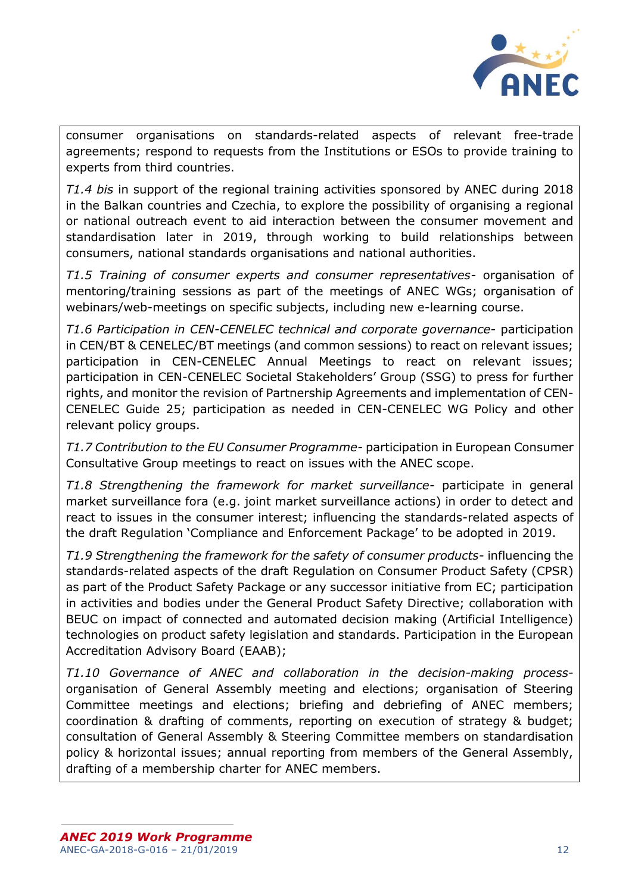consumer organisations on standards-related aspects of relevant free-trade agreements; respond to requests from the Institutions or ESOs to provide training to experts from third countries.

*T1.4 bis* in support of the regional training activities sponsored by ANEC during 2018 in the Balkan countries and Czechia, to explore the possibility of organising a regional or national outreach event to aid interaction between the consumer movement and standardisation later in 2019, through working to build relationships between consumers, national standards organisations and national authorities.

*T1.5 Training of consumer experts and consumer representatives*- organisation of mentoring/training sessions as part of the meetings of ANEC WGs; organisation of webinars/web-meetings on specific subjects, including new e-learning course.

*T1.6 Participation in CEN-CENELEC technical and corporate governance*- participation in CEN/BT & CENELEC/BT meetings (and common sessions) to react on relevant issues; participation in CEN-CENELEC Annual Meetings to react on relevant issues; participation in CEN-CENELEC Societal Stakeholders' Group (SSG) to press for further rights, and monitor the revision of Partnership Agreements and implementation of CEN-CENELEC Guide 25; participation as needed in CEN-CENELEC WG Policy and other relevant policy groups.

*T1.7 Contribution to the EU Consumer Programme*- participation in European Consumer Consultative Group meetings to react on issues with the ANEC scope.

*T1.8 Strengthening the framework for market surveillance*- participate in general market surveillance fora (e.g. joint market surveillance actions) in order to detect and react to issues in the consumer interest; influencing the standards-related aspects of the draft Regulation 'Compliance and Enforcement Package' to be adopted in 2019.

*T1.9 Strengthening the framework for the safety of consumer products*- influencing the standards-related aspects of the draft Regulation on Consumer Product Safety (CPSR) as part of the Product Safety Package or any successor initiative from EC; participation in activities and bodies under the General Product Safety Directive; collaboration with BEUC on impact of connected and automated decision making (Artificial Intelligence) technologies on product safety legislation and standards. Participation in the European Accreditation Advisory Board (EAAB);

*T1.10 Governance of ANEC and collaboration in the decision-making process*- organisation of General Assembly meeting and elections; organisation of Steering Committee meetings and elections; briefing and debriefing of ANEC members; coordination & drafting of comments, reporting on execution of strategy & budget; consultation of General Assembly & Steering Committee members on standardisation policy & horizontal issues; annual reporting from members of the General Assembly, drafting of a membership charter for ANEC members.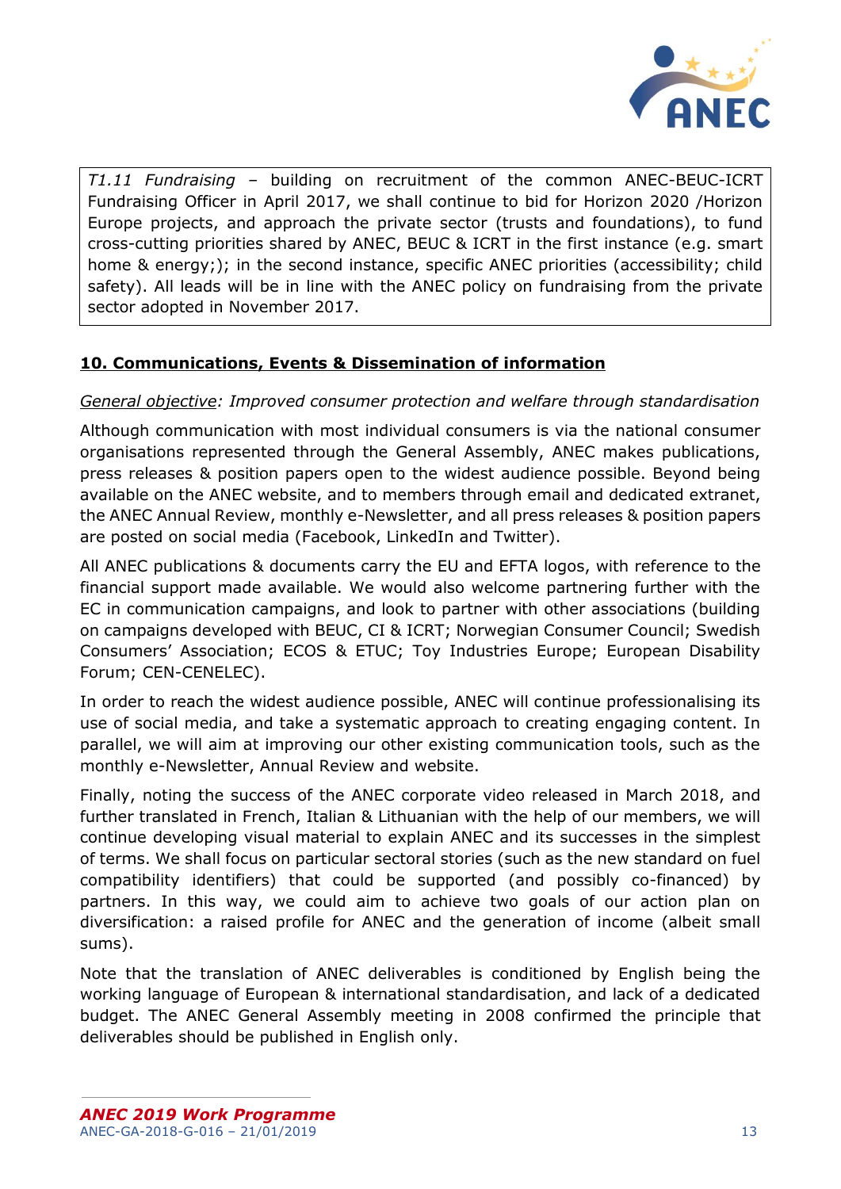*T1.11 Fundraising* – building on recruitment of the common ANEC-BEUC-ICRT Fundraising Officer in April 2017, we shall continue to bid for Horizon 2020 /Horizon Europe projects, and approach the private sector (trusts and foundations), to fund cross-cutting priorities shared by ANEC, BEUC & ICRT in the first instance (e.g. smart home & energy;); in the second instance, specific ANEC priorities (accessibility; child safety). All leads will be in line with the ANEC policy on fundraising from the private sector adopted in November 2017.

## 10. Communications, Events & Dissemination of information

*General objective: Improved consumer protection and welfare through standardisation*

Although communication with most individual consumers is via the national consumer organisations represented through the General Assembly, ANEC makes publications, press releases & position papers open to the widest audience possible. Beyond being available on the ANEC website, and to members through email and dedicated extranet, the ANEC Annual Review, monthly e-Newsletter, and all press releases & position papers are posted on social media (Facebook, LinkedIn and Twitter).

All ANEC publications & documents carry the EU and EFTA logos, with reference to the financial support made available. We would also welcome partnering further with the EC in communication campaigns, and look to partner with other associations (building on campaigns developed with BEUC, CI & ICRT; Norwegian Consumer Council; Swedish Consumers' Association; ECOS & ETUC; Toy Industries Europe; European Disability Forum; CEN-CENELEC).

In order to reach the widest audience possible, ANEC will continue professionalising its use of social media, and take a systematic approach to creating engaging content. In parallel, we will aim at improving our other existing communication tools, such as the monthly e-Newsletter, Annual Review and website.

Finally, noting the success of the ANEC corporate video released in March 2018, and further translated in French, Italian & Lithuanian with the help of our members, we will continue developing visual material to explain ANEC and its successes in the simplest of terms. We shall focus on particular sectoral stories (such as the new standard on fuel compatibility identifiers) that could be supported (and possibly co-financed) by partners. In this way, we could aim to achieve two goals of our action plan on diversification: a raised profile for ANEC and the generation of income (albeit small sums).

Note that the translation of ANEC deliverables is conditioned by English being the working language of European & international standardisation, and lack of a dedicated budget. The ANEC General Assembly meeting in 2008 confirmed the principle that deliverables should be published in English only.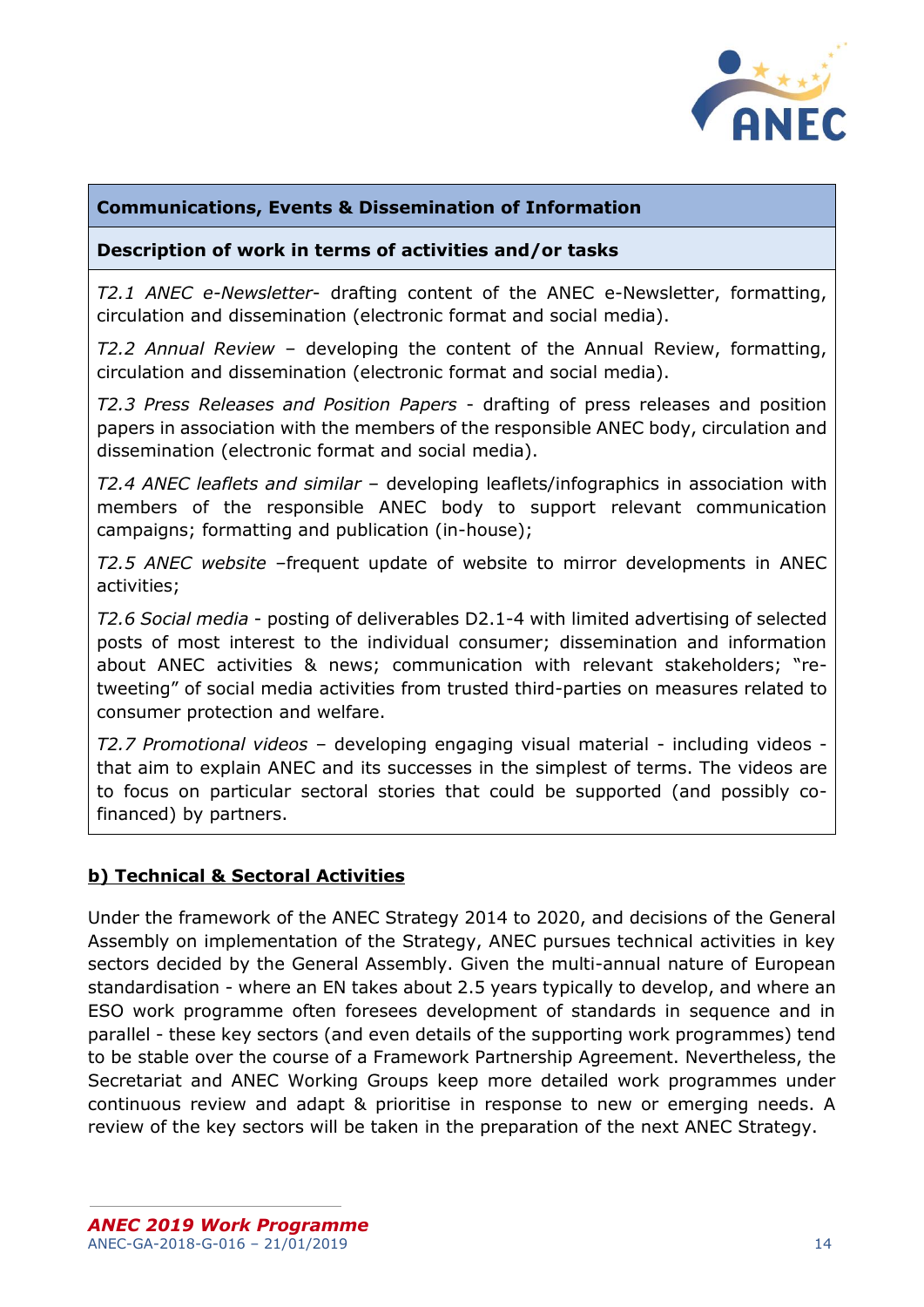| Communications, Events & Dissemination of Information |
|---|
| **Description of work in terms of activities and/or tasks** |
| *T2.1 ANEC e-Newsletter*- drafting content of the ANEC e-Newsletter, formatting, circulation and dissemination (electronic format and social media). <br><br> *T2.2 Annual Review* – developing the content of the Annual Review, formatting, circulation and dissemination (electronic format and social media). <br><br> *T2.3 Press Releases and Position Papers* - drafting of press releases and position papers in association with the members of the responsible ANEC body, circulation and dissemination (electronic format and social media). <br><br> *T2.4 ANEC leaflets and similar* – developing leaflets/infographics in association with members of the responsible ANEC body to support relevant communication campaigns; formatting and publication (in-house); <br><br> *T2.5 ANEC website* –frequent update of website to mirror developments in ANEC activities; <br><br> *T2.6 Social media* - posting of deliverables D2.1-4 with limited advertising of selected posts of most interest to the individual consumer; dissemination and information about ANEC activities & news; communication with relevant stakeholders; "re-tweeting" of social media activities from trusted third-parties on measures related to consumer protection and welfare. <br><br> *T2.7 Promotional videos* – developing engaging visual material - including videos - that aim to explain ANEC and its successes in the simplest of terms. The videos are to focus on particular sectoral stories that could be supported (and possibly co-financed) by partners. |

## b) Technical & Sectoral Activities

Under the framework of the ANEC Strategy 2014 to 2020, and decisions of the General Assembly on implementation of the Strategy, ANEC pursues technical activities in key sectors decided by the General Assembly. Given the multi-annual nature of European standardisation - where an EN takes about 2.5 years typically to develop, and where an ESO work programme often foresees development of standards in sequence and in parallel - these key sectors (and even details of the supporting work programmes) tend to be stable over the course of a Framework Partnership Agreement. Nevertheless, the Secretariat and ANEC Working Groups keep more detailed work programmes under continuous review and adapt & prioritise in response to new or emerging needs. A review of the key sectors will be taken in the preparation of the next ANEC Strategy.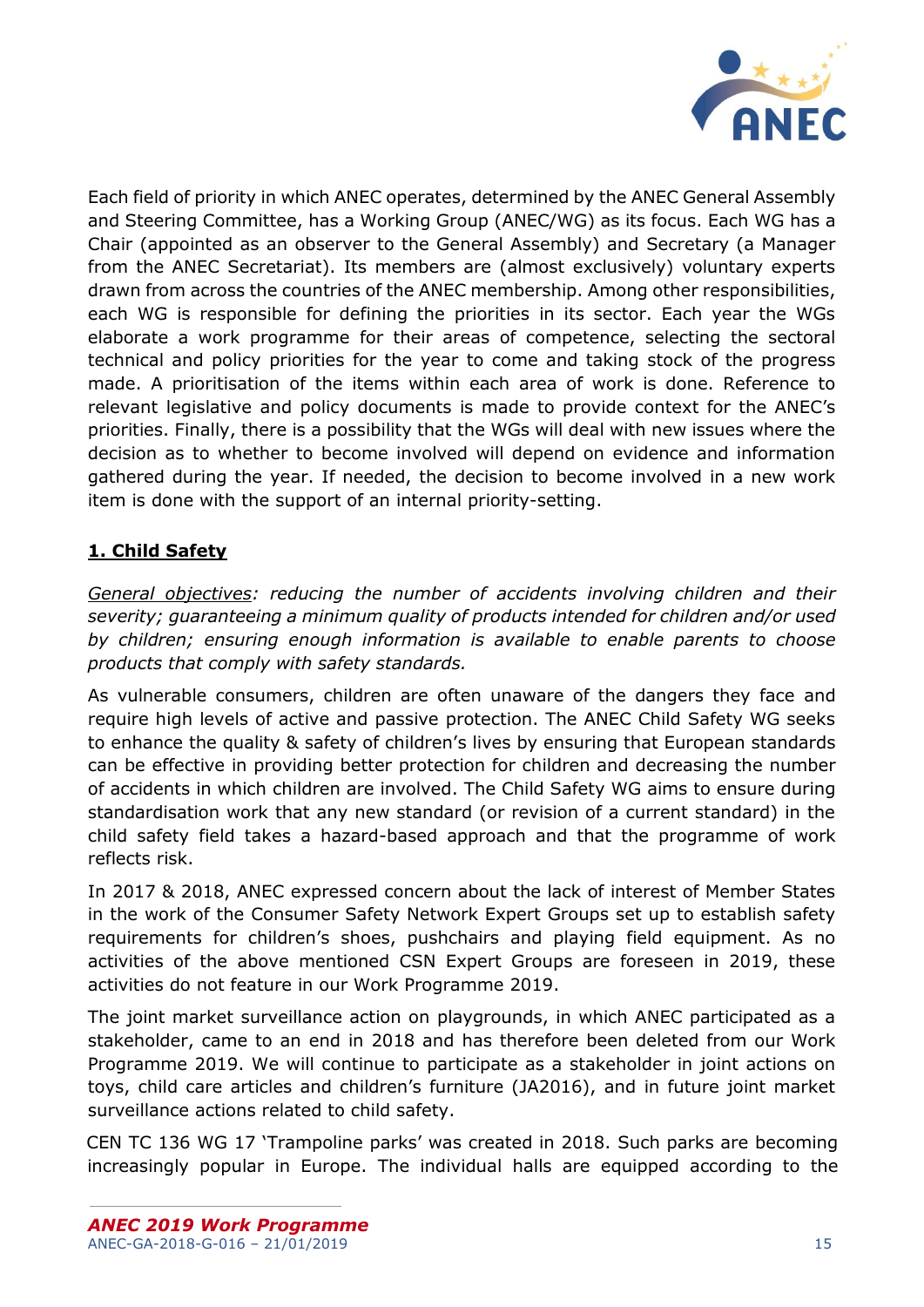Each field of priority in which ANEC operates, determined by the ANEC General Assembly and Steering Committee, has a Working Group (ANEC/WG) as its focus. Each WG has a Chair (appointed as an observer to the General Assembly) and Secretary (a Manager from the ANEC Secretariat). Its members are (almost exclusively) voluntary experts drawn from across the countries of the ANEC membership. Among other responsibilities, each WG is responsible for defining the priorities in its sector. Each year the WGs elaborate a work programme for their areas of competence, selecting the sectoral technical and policy priorities for the year to come and taking stock of the progress made. A prioritisation of the items within each area of work is done. Reference to relevant legislative and policy documents is made to provide context for the ANEC's priorities. Finally, there is a possibility that the WGs will deal with new issues where the decision as to whether to become involved will depend on evidence and information gathered during the year. If needed, the decision to become involved in a new work item is done with the support of an internal priority-setting.

## 1. Child Safety

*General objectives: reducing the number of accidents involving children and their severity; guaranteeing a minimum quality of products intended for children and/or used by children; ensuring enough information is available to enable parents to choose products that comply with safety standards.*

As vulnerable consumers, children are often unaware of the dangers they face and require high levels of active and passive protection. The ANEC Child Safety WG seeks to enhance the quality & safety of children's lives by ensuring that European standards can be effective in providing better protection for children and decreasing the number of accidents in which children are involved. The Child Safety WG aims to ensure during standardisation work that any new standard (or revision of a current standard) in the child safety field takes a hazard-based approach and that the programme of work reflects risk.

In 2017 & 2018, ANEC expressed concern about the lack of interest of Member States in the work of the Consumer Safety Network Expert Groups set up to establish safety requirements for children's shoes, pushchairs and playing field equipment. As no activities of the above mentioned CSN Expert Groups are foreseen in 2019, these activities do not feature in our Work Programme 2019.

The joint market surveillance action on playgrounds, in which ANEC participated as a stakeholder, came to an end in 2018 and has therefore been deleted from our Work Programme 2019. We will continue to participate as a stakeholder in joint actions on toys, child care articles and children's furniture (JA2016), and in future joint market surveillance actions related to child safety.

CEN TC 136 WG 17 'Trampoline parks' was created in 2018. Such parks are becoming increasingly popular in Europe. The individual halls are equipped according to the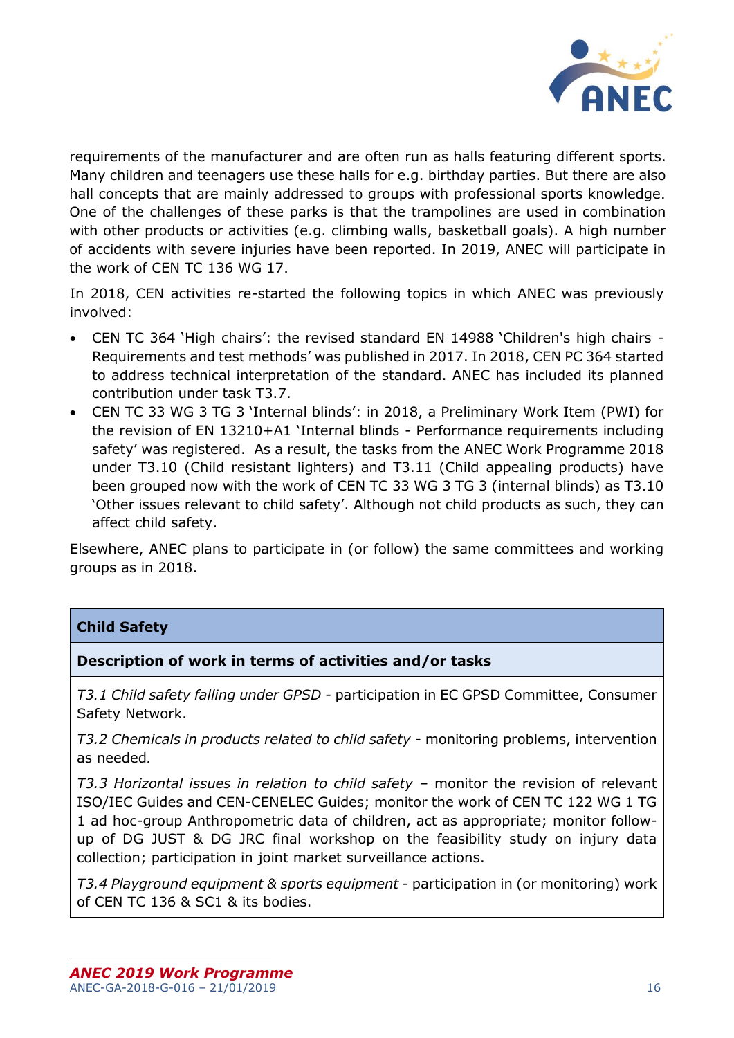requirements of the manufacturer and are often run as halls featuring different sports. Many children and teenagers use these halls for e.g. birthday parties. But there are also hall concepts that are mainly addressed to groups with professional sports knowledge. One of the challenges of these parks is that the trampolines are used in combination with other products or activities (e.g. climbing walls, basketball goals). A high number of accidents with severe injuries have been reported. In 2019, ANEC will participate in the work of CEN TC 136 WG 17.

In 2018, CEN activities re-started the following topics in which ANEC was previously involved:

- CEN TC 364 'High chairs': the revised standard EN 14988 'Children's high chairs - Requirements and test methods' was published in 2017. In 2018, CEN PC 364 started to address technical interpretation of the standard. ANEC has included its planned contribution under task T3.7.
- CEN TC 33 WG 3 TG 3 'Internal blinds': in 2018, a Preliminary Work Item (PWI) for the revision of EN 13210+A1 'Internal blinds - Performance requirements including safety' was registered. As a result, the tasks from the ANEC Work Programme 2018 under T3.10 (Child resistant lighters) and T3.11 (Child appealing products) have been grouped now with the work of CEN TC 33 WG 3 TG 3 (internal blinds) as T3.10 'Other issues relevant to child safety'. Although not child products as such, they can affect child safety.

Elsewhere, ANEC plans to participate in (or follow) the same committees and working groups as in 2018.

| **Child Safety** |
|---|
| **Description of work in terms of activities and/or tasks** |
| *T3.1 Child safety falling under GPSD* - participation in EC GPSD Committee, Consumer Safety Network.<br><br>*T3.2 Chemicals in products related to child safety* - monitoring problems, intervention as needed.<br><br>*T3.3 Horizontal issues in relation to child safety* – monitor the revision of relevant ISO/IEC Guides and CEN-CENELEC Guides; monitor the work of CEN TC 122 WG 1 TG 1 ad hoc-group Anthropometric data of children, act as appropriate; monitor follow-up of DG JUST & DG JRC final workshop on the feasibility study on injury data collection; participation in joint market surveillance actions.<br><br>*T3.4 Playground equipment & sports equipment* - participation in (or monitoring) work of CEN TC 136 & SC1 & its bodies. |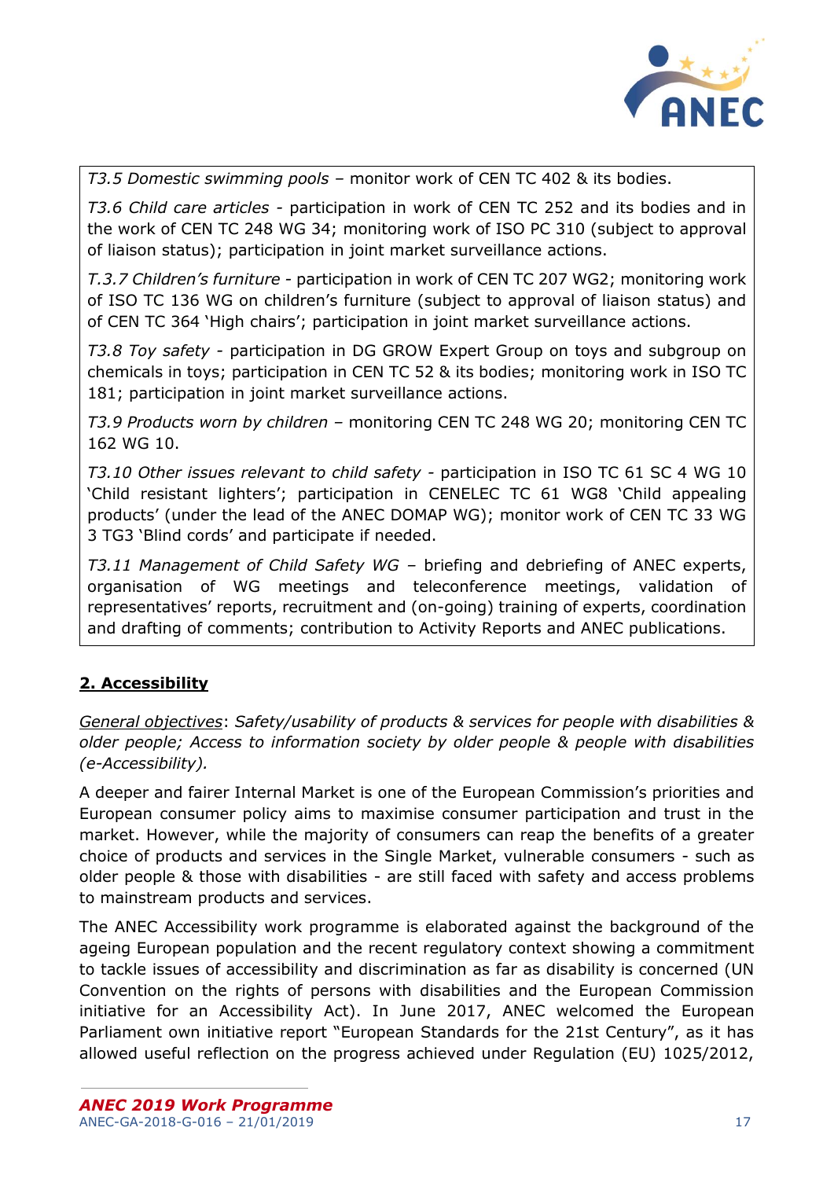*T3.5 Domestic swimming pools* – monitor work of CEN TC 402 & its bodies.

*T3.6 Child care articles* - participation in work of CEN TC 252 and its bodies and in the work of CEN TC 248 WG 34; monitoring work of ISO PC 310 (subject to approval of liaison status); participation in joint market surveillance actions.

*T.3.7 Children's furniture* - participation in work of CEN TC 207 WG2; monitoring work of ISO TC 136 WG on children's furniture (subject to approval of liaison status) and of CEN TC 364 'High chairs'; participation in joint market surveillance actions.

*T3.8 Toy safety* - participation in DG GROW Expert Group on toys and subgroup on chemicals in toys; participation in CEN TC 52 & its bodies; monitoring work in ISO TC 181; participation in joint market surveillance actions.

*T3.9 Products worn by children* – monitoring CEN TC 248 WG 20; monitoring CEN TC 162 WG 10.

*T3.10 Other issues relevant to child safety* - participation in ISO TC 61 SC 4 WG 10 'Child resistant lighters'; participation in CENELEC TC 61 WG8 'Child appealing products' (under the lead of the ANEC DOMAP WG); monitor work of CEN TC 33 WG 3 TG3 'Blind cords' and participate if needed.

*T3.11 Management of Child Safety WG* – briefing and debriefing of ANEC experts, organisation of WG meetings and teleconference meetings, validation of representatives' reports, recruitment and (on-going) training of experts, coordination and drafting of comments; contribution to Activity Reports and ANEC publications.

## 2. Accessibility

General objectives: *Safety/usability of products & services for people with disabilities & older people; Access to information society by older people & people with disabilities (e-Accessibility).*

A deeper and fairer Internal Market is one of the European Commission's priorities and European consumer policy aims to maximise consumer participation and trust in the market. However, while the majority of consumers can reap the benefits of a greater choice of products and services in the Single Market, vulnerable consumers - such as older people & those with disabilities - are still faced with safety and access problems to mainstream products and services.

The ANEC Accessibility work programme is elaborated against the background of the ageing European population and the recent regulatory context showing a commitment to tackle issues of accessibility and discrimination as far as disability is concerned (UN Convention on the rights of persons with disabilities and the European Commission initiative for an Accessibility Act). In June 2017, ANEC welcomed the European Parliament own initiative report "European Standards for the 21st Century", as it has allowed useful reflection on the progress achieved under Regulation (EU) 1025/2012,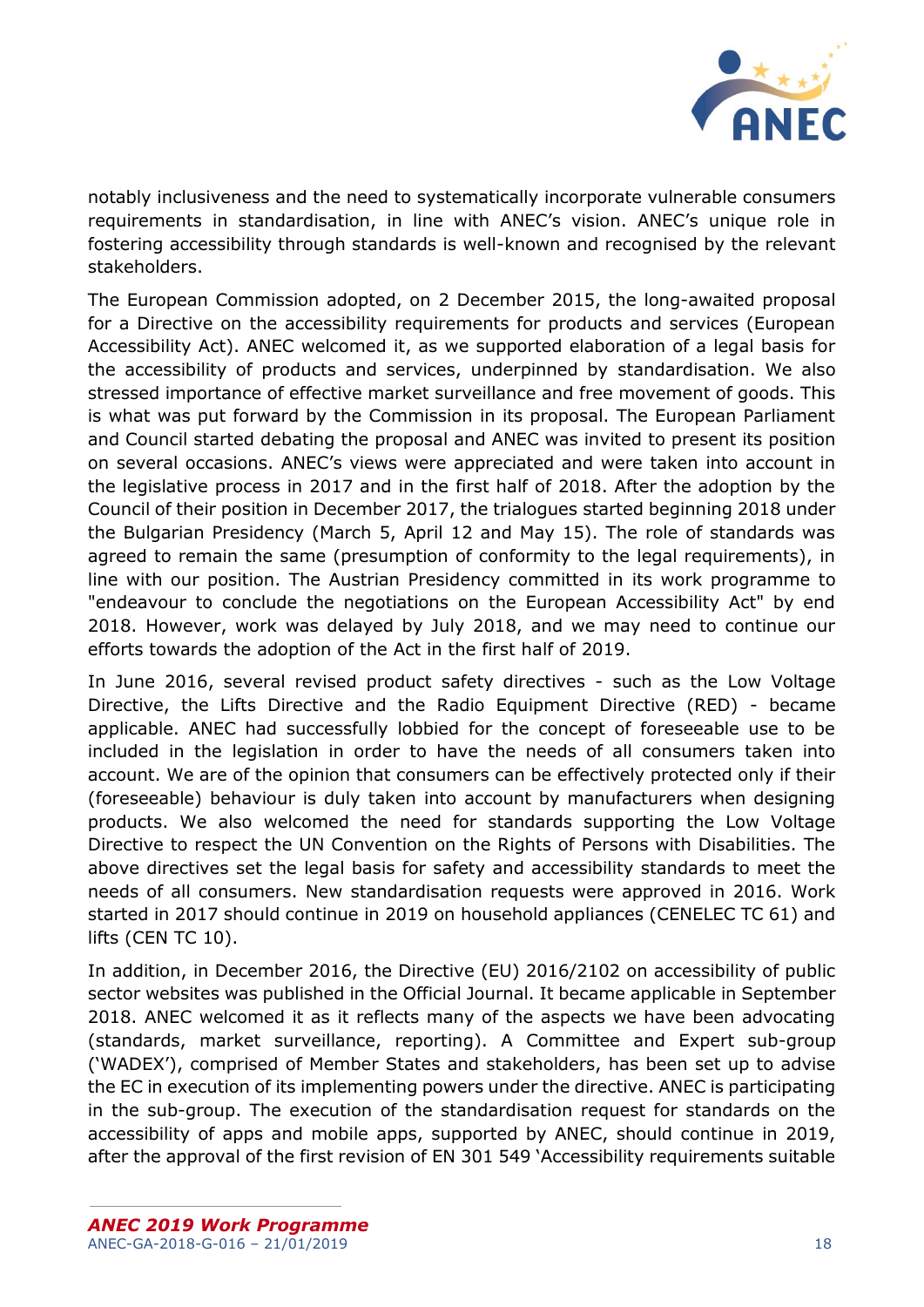notably inclusiveness and the need to systematically incorporate vulnerable consumers requirements in standardisation, in line with ANEC's vision. ANEC's unique role in fostering accessibility through standards is well-known and recognised by the relevant stakeholders.

The European Commission adopted, on 2 December 2015, the long-awaited proposal for a Directive on the accessibility requirements for products and services (European Accessibility Act). ANEC welcomed it, as we supported elaboration of a legal basis for the accessibility of products and services, underpinned by standardisation. We also stressed importance of effective market surveillance and free movement of goods. This is what was put forward by the Commission in its proposal. The European Parliament and Council started debating the proposal and ANEC was invited to present its position on several occasions. ANEC's views were appreciated and were taken into account in the legislative process in 2017 and in the first half of 2018. After the adoption by the Council of their position in December 2017, the trialogues started beginning 2018 under the Bulgarian Presidency (March 5, April 12 and May 15). The role of standards was agreed to remain the same (presumption of conformity to the legal requirements), in line with our position. The Austrian Presidency committed in its work programme to "endeavour to conclude the negotiations on the European Accessibility Act" by end 2018. However, work was delayed by July 2018, and we may need to continue our efforts towards the adoption of the Act in the first half of 2019.

In June 2016, several revised product safety directives - such as the Low Voltage Directive, the Lifts Directive and the Radio Equipment Directive (RED) - became applicable. ANEC had successfully lobbied for the concept of foreseeable use to be included in the legislation in order to have the needs of all consumers taken into account. We are of the opinion that consumers can be effectively protected only if their (foreseeable) behaviour is duly taken into account by manufacturers when designing products. We also welcomed the need for standards supporting the Low Voltage Directive to respect the UN Convention on the Rights of Persons with Disabilities. The above directives set the legal basis for safety and accessibility standards to meet the needs of all consumers. New standardisation requests were approved in 2016. Work started in 2017 should continue in 2019 on household appliances (CENELEC TC 61) and lifts (CEN TC 10).

In addition, in December 2016, the Directive (EU) 2016/2102 on accessibility of public sector websites was published in the Official Journal. It became applicable in September 2018. ANEC welcomed it as it reflects many of the aspects we have been advocating (standards, market surveillance, reporting). A Committee and Expert sub-group ('WADEX'), comprised of Member States and stakeholders, has been set up to advise the EC in execution of its implementing powers under the directive. ANEC is participating in the sub-group. The execution of the standardisation request for standards on the accessibility of apps and mobile apps, supported by ANEC, should continue in 2019, after the approval of the first revision of EN 301 549 'Accessibility requirements suitable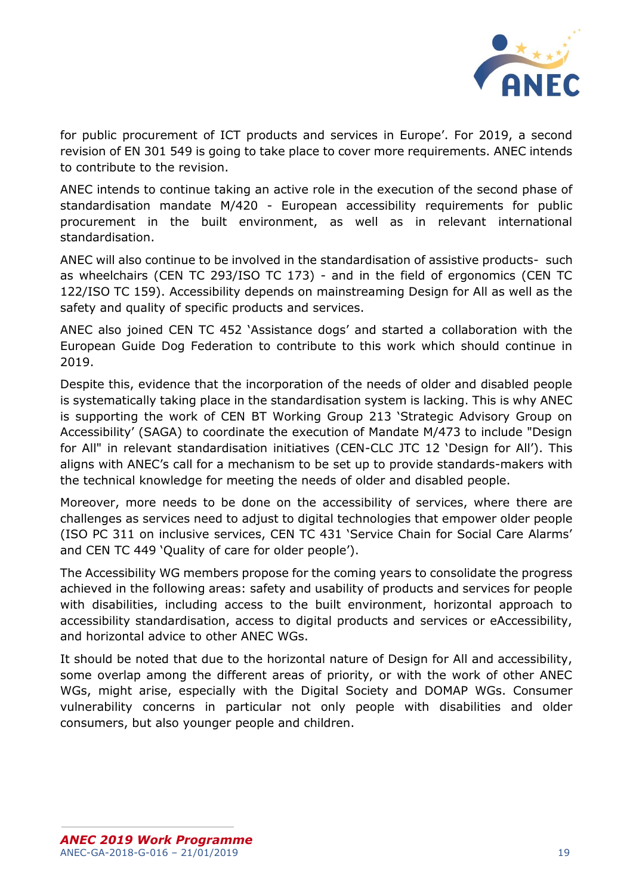for public procurement of ICT products and services in Europe'. For 2019, a second revision of EN 301 549 is going to take place to cover more requirements. ANEC intends to contribute to the revision.

ANEC intends to continue taking an active role in the execution of the second phase of standardisation mandate M/420 - European accessibility requirements for public procurement in the built environment, as well as in relevant international standardisation.

ANEC will also continue to be involved in the standardisation of assistive products- such as wheelchairs (CEN TC 293/ISO TC 173) - and in the field of ergonomics (CEN TC 122/ISO TC 159). Accessibility depends on mainstreaming Design for All as well as the safety and quality of specific products and services.

ANEC also joined CEN TC 452 'Assistance dogs' and started a collaboration with the European Guide Dog Federation to contribute to this work which should continue in 2019.

Despite this, evidence that the incorporation of the needs of older and disabled people is systematically taking place in the standardisation system is lacking. This is why ANEC is supporting the work of CEN BT Working Group 213 'Strategic Advisory Group on Accessibility' (SAGA) to coordinate the execution of Mandate M/473 to include "Design for All" in relevant standardisation initiatives (CEN-CLC JTC 12 'Design for All'). This aligns with ANEC's call for a mechanism to be set up to provide standards-makers with the technical knowledge for meeting the needs of older and disabled people.

Moreover, more needs to be done on the accessibility of services, where there are challenges as services need to adjust to digital technologies that empower older people (ISO PC 311 on inclusive services, CEN TC 431 'Service Chain for Social Care Alarms' and CEN TC 449 'Quality of care for older people').

The Accessibility WG members propose for the coming years to consolidate the progress achieved in the following areas: safety and usability of products and services for people with disabilities, including access to the built environment, horizontal approach to accessibility standardisation, access to digital products and services or eAccessibility, and horizontal advice to other ANEC WGs.

It should be noted that due to the horizontal nature of Design for All and accessibility, some overlap among the different areas of priority, or with the work of other ANEC WGs, might arise, especially with the Digital Society and DOMAP WGs. Consumer vulnerability concerns in particular not only people with disabilities and older consumers, but also younger people and children.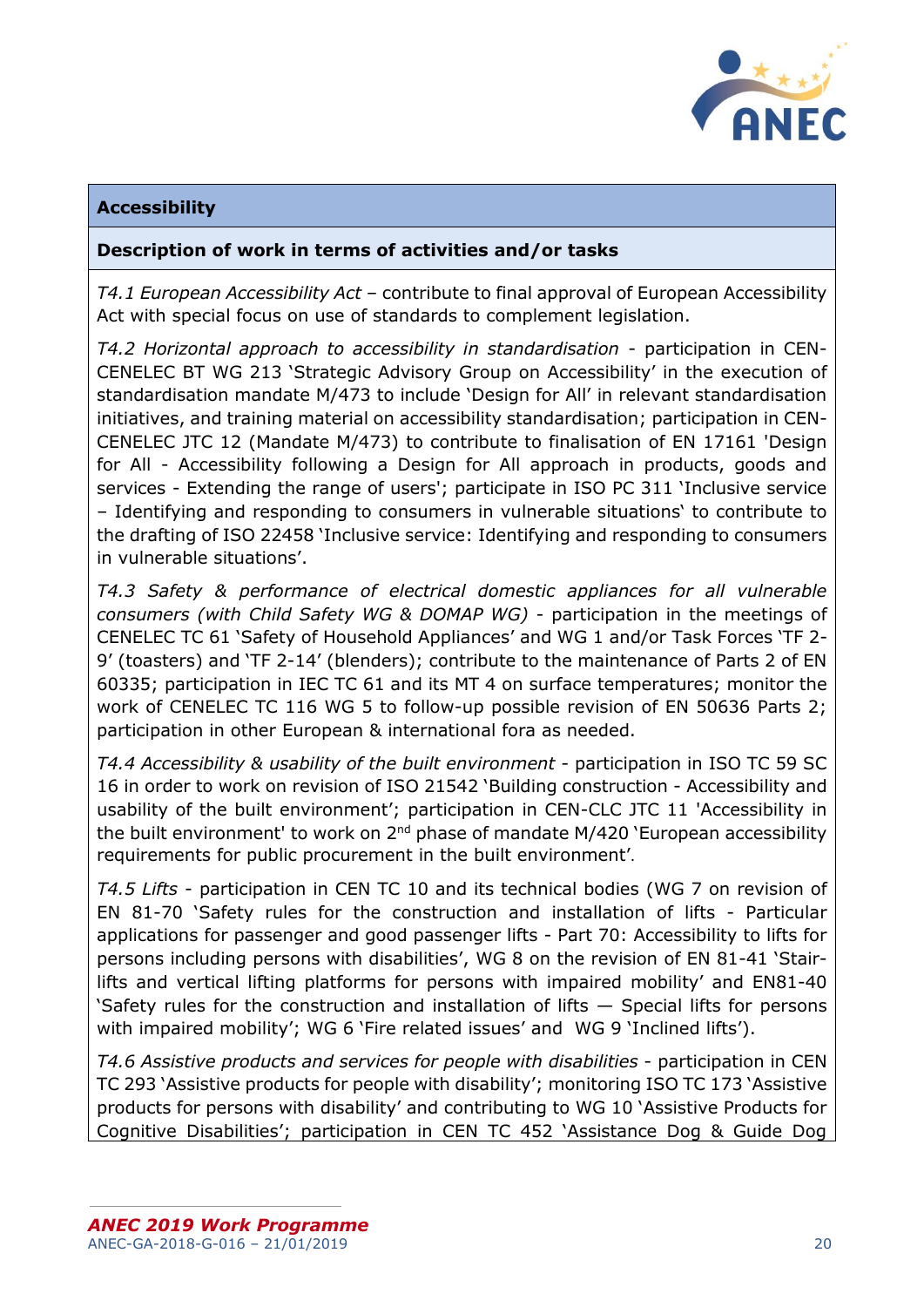| **Accessibility** |
|---|
| **Description of work in terms of activities and/or tasks** |
| *T4.1 European Accessibility Act* – contribute to final approval of European Accessibility Act with special focus on use of standards to complement legislation.<br><br>*T4.2 Horizontal approach to accessibility in standardisation* - participation in CEN-CENELEC BT WG 213 'Strategic Advisory Group on Accessibility' in the execution of standardisation mandate M/473 to include 'Design for All' in relevant standardisation initiatives, and training material on accessibility standardisation; participation in CEN-CENELEC JTC 12 (Mandate M/473) to contribute to finalisation of EN 17161 'Design for All - Accessibility following a Design for All approach in products, goods and services - Extending the range of users'; participate in ISO PC 311 'Inclusive service – Identifying and responding to consumers in vulnerable situations' to contribute to the drafting of ISO 22458 'Inclusive service: Identifying and responding to consumers in vulnerable situations'.<br><br>*T4.3 Safety & performance of electrical domestic appliances for all vulnerable consumers (with Child Safety WG & DOMAP WG)* - participation in the meetings of CENELEC TC 61 'Safety of Household Appliances' and WG 1 and/or Task Forces 'TF 2-9' (toasters) and 'TF 2-14' (blenders); contribute to the maintenance of Parts 2 of EN 60335; participation in IEC TC 61 and its MT 4 on surface temperatures; monitor the work of CENELEC TC 116 WG 5 to follow-up possible revision of EN 50636 Parts 2; participation in other European & international fora as needed.<br><br>*T4.4 Accessibility & usability of the built environment* - participation in ISO TC 59 SC 16 in order to work on revision of ISO 21542 'Building construction - Accessibility and usability of the built environment'; participation in CEN-CLC JTC 11 'Accessibility in the built environment' to work on 2nd phase of mandate M/420 'European accessibility requirements for public procurement in the built environment'.<br><br>*T4.5 Lifts* - participation in CEN TC 10 and its technical bodies (WG 7 on revision of EN 81-70 'Safety rules for the construction and installation of lifts - Particular applications for passenger and good passenger lifts - Part 70: Accessibility to lifts for persons including persons with disabilities', WG 8 on the revision of EN 81-41 'Stair-lifts and vertical lifting platforms for persons with impaired mobility' and EN81-40 'Safety rules for the construction and installation of lifts — Special lifts for persons with impaired mobility'; WG 6 'Fire related issues' and WG 9 'Inclined lifts').<br><br>*T4.6 Assistive products and services for people with disabilities* - participation in CEN TC 293 'Assistive products for people with disability'; monitoring ISO TC 173 'Assistive products for persons with disability' and contributing to WG 10 'Assistive Products for Cognitive Disabilities'; participation in CEN TC 452 'Assistance Dog & Guide Dog |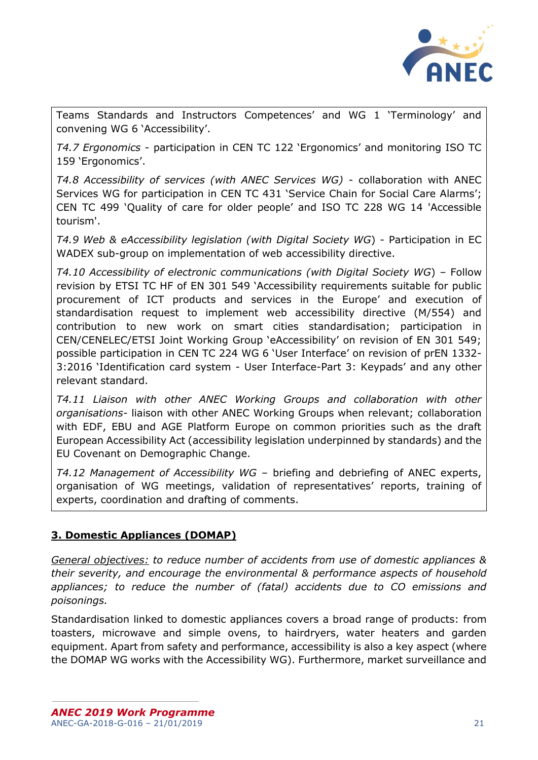Teams Standards and Instructors Competences' and WG 1 'Terminology' and convening WG 6 'Accessibility'.

*T4.7 Ergonomics* - participation in CEN TC 122 'Ergonomics' and monitoring ISO TC 159 'Ergonomics'.

*T4.8 Accessibility of services (with ANEC Services WG)* - collaboration with ANEC Services WG for participation in CEN TC 431 'Service Chain for Social Care Alarms'; CEN TC 499 'Quality of care for older people' and ISO TC 228 WG 14 'Accessible tourism'.

*T4.9 Web & eAccessibility legislation (with Digital Society WG)* - Participation in EC WADEX sub-group on implementation of web accessibility directive.

*T4.10 Accessibility of electronic communications (with Digital Society WG)* – Follow revision by ETSI TC HF of EN 301 549 'Accessibility requirements suitable for public procurement of ICT products and services in the Europe' and execution of standardisation request to implement web accessibility directive (M/554) and contribution to new work on smart cities standardisation; participation in CEN/CENELEC/ETSI Joint Working Group 'eAccessibility' on revision of EN 301 549; possible participation in CEN TC 224 WG 6 'User Interface' on revision of prEN 1332-3:2016 'Identification card system - User Interface-Part 3: Keypads' and any other relevant standard.

*T4.11 Liaison with other ANEC Working Groups and collaboration with other organisations*- liaison with other ANEC Working Groups when relevant; collaboration with EDF, EBU and AGE Platform Europe on common priorities such as the draft European Accessibility Act (accessibility legislation underpinned by standards) and the EU Covenant on Demographic Change.

*T4.12 Management of Accessibility WG* – briefing and debriefing of ANEC experts, organisation of WG meetings, validation of representatives' reports, training of experts, coordination and drafting of comments.

## 3. Domestic Appliances (DOMAP)

General objectives: *to reduce number of accidents from use of domestic appliances & their severity, and encourage the environmental & performance aspects of household appliances; to reduce the number of (fatal) accidents due to CO emissions and poisonings.*

Standardisation linked to domestic appliances covers a broad range of products: from toasters, microwave and simple ovens, to hairdryers, water heaters and garden equipment. Apart from safety and performance, accessibility is also a key aspect (where the DOMAP WG works with the Accessibility WG). Furthermore, market surveillance and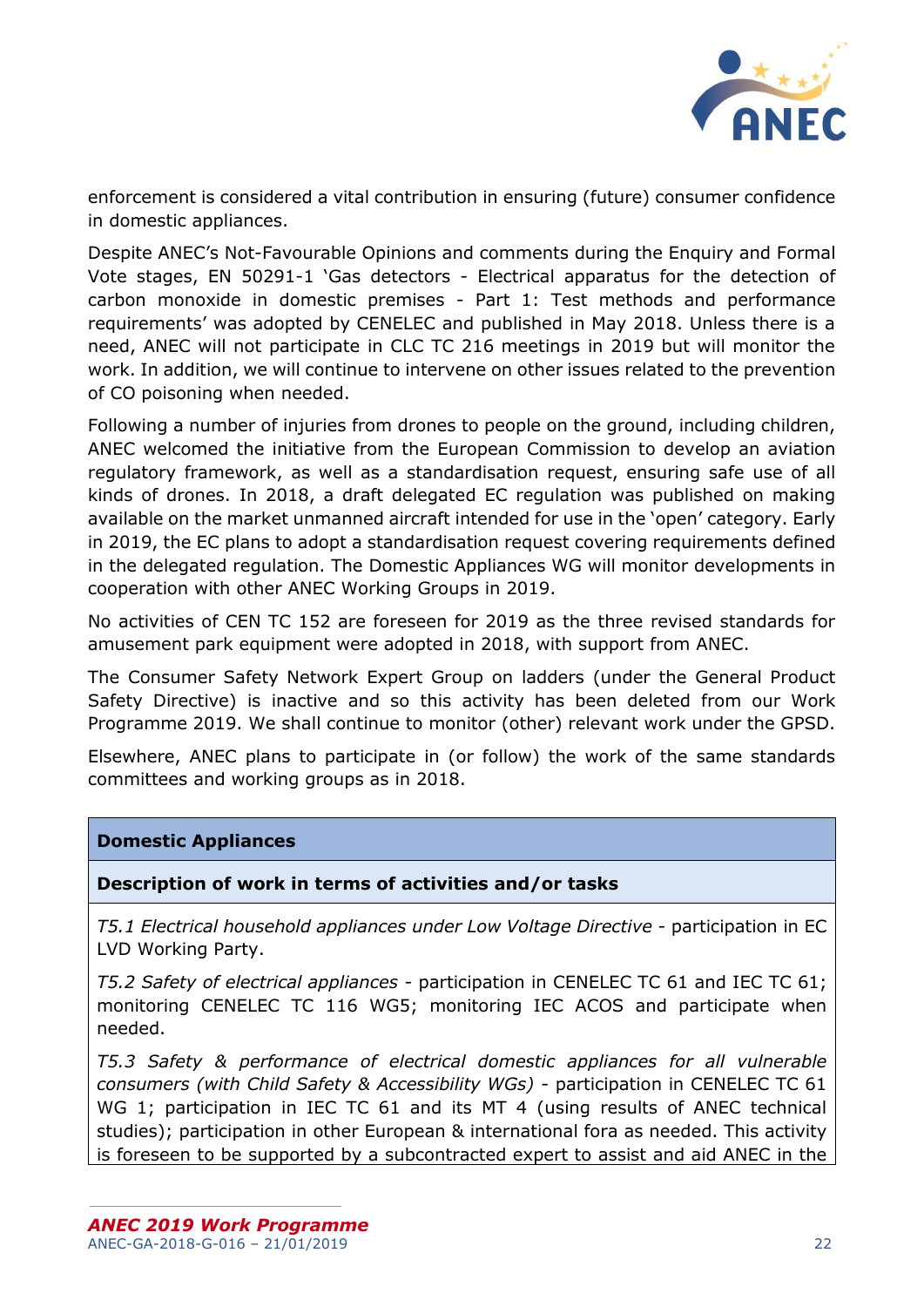enforcement is considered a vital contribution in ensuring (future) consumer confidence in domestic appliances.

Despite ANEC's Not-Favourable Opinions and comments during the Enquiry and Formal Vote stages, EN 50291-1 'Gas detectors - Electrical apparatus for the detection of carbon monoxide in domestic premises - Part 1: Test methods and performance requirements' was adopted by CENELEC and published in May 2018. Unless there is a need, ANEC will not participate in CLC TC 216 meetings in 2019 but will monitor the work. In addition, we will continue to intervene on other issues related to the prevention of CO poisoning when needed.

Following a number of injuries from drones to people on the ground, including children, ANEC welcomed the initiative from the European Commission to develop an aviation regulatory framework, as well as a standardisation request, ensuring safe use of all kinds of drones. In 2018, a draft delegated EC regulation was published on making available on the market unmanned aircraft intended for use in the 'open' category. Early in 2019, the EC plans to adopt a standardisation request covering requirements defined in the delegated regulation. The Domestic Appliances WG will monitor developments in cooperation with other ANEC Working Groups in 2019.

No activities of CEN TC 152 are foreseen for 2019 as the three revised standards for amusement park equipment were adopted in 2018, with support from ANEC.

The Consumer Safety Network Expert Group on ladders (under the General Product Safety Directive) is inactive and so this activity has been deleted from our Work Programme 2019. We shall continue to monitor (other) relevant work under the GPSD.

Elsewhere, ANEC plans to participate in (or follow) the work of the same standards committees and working groups as in 2018.

| **Domestic Appliances** |
|---|
| **Description of work in terms of activities and/or tasks** |
| *T5.1 Electrical household appliances under Low Voltage Directive* - participation in EC LVD Working Party. |
| *T5.2 Safety of electrical appliances* - participation in CENELEC TC 61 and IEC TC 61; monitoring CENELEC TC 116 WG5; monitoring IEC ACOS and participate when needed. |
| *T5.3 Safety & performance of electrical domestic appliances for all vulnerable consumers (with Child Safety & Accessibility WGs)* - participation in CENELEC TC 61 WG 1; participation in IEC TC 61 and its MT 4 (using results of ANEC technical studies); participation in other European & international fora as needed. This activity is foreseen to be supported by a subcontracted expert to assist and aid ANEC in the |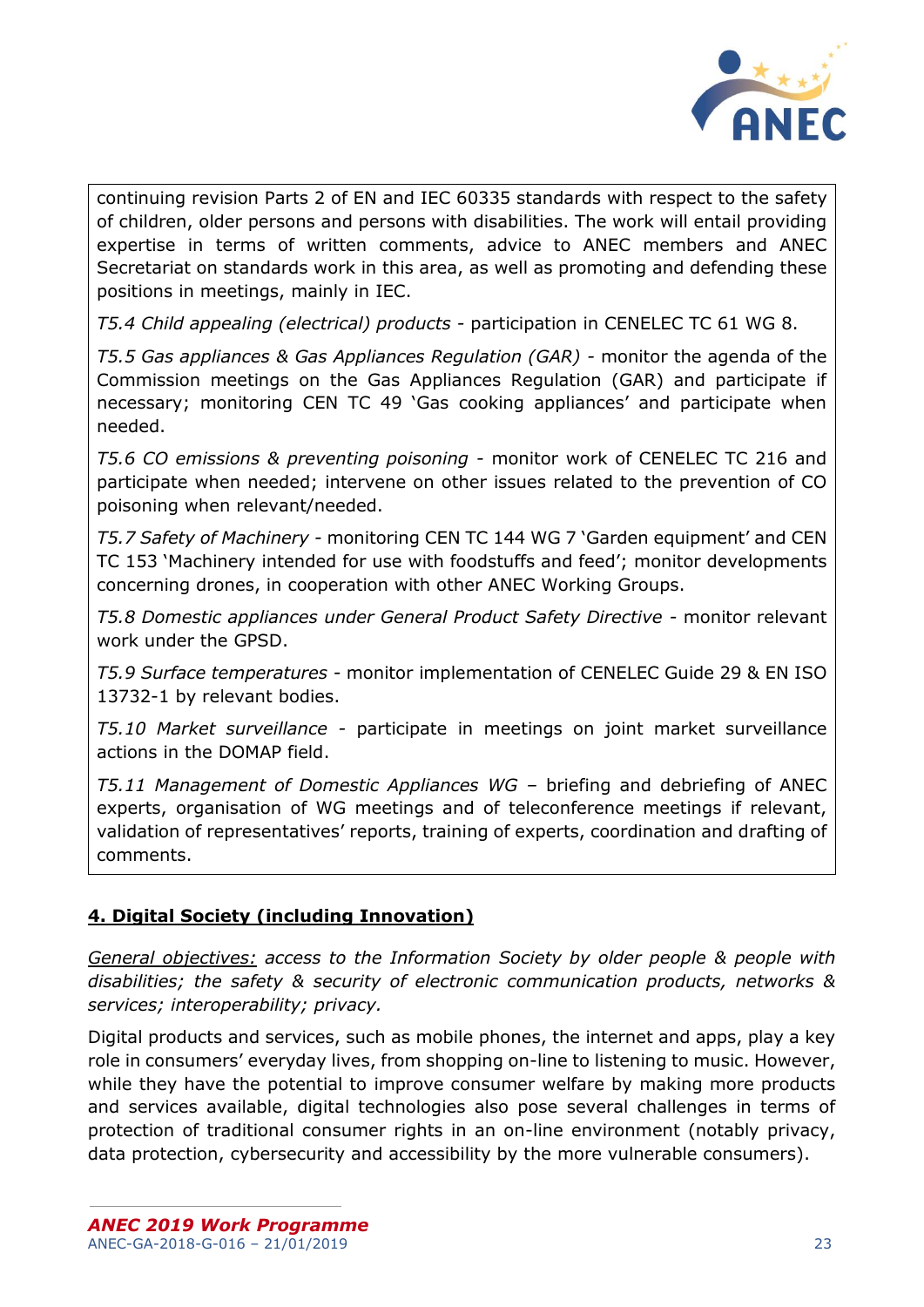continuing revision Parts 2 of EN and IEC 60335 standards with respect to the safety of children, older persons and persons with disabilities. The work will entail providing expertise in terms of written comments, advice to ANEC members and ANEC Secretariat on standards work in this area, as well as promoting and defending these positions in meetings, mainly in IEC.

*T5.4 Child appealing (electrical) products* - participation in CENELEC TC 61 WG 8.

*T5.5 Gas appliances & Gas Appliances Regulation (GAR)* - monitor the agenda of the Commission meetings on the Gas Appliances Regulation (GAR) and participate if necessary; monitoring CEN TC 49 'Gas cooking appliances' and participate when needed.

*T5.6 CO emissions & preventing poisoning* - monitor work of CENELEC TC 216 and participate when needed; intervene on other issues related to the prevention of CO poisoning when relevant/needed.

*T5.7 Safety of Machinery* - monitoring CEN TC 144 WG 7 'Garden equipment' and CEN TC 153 'Machinery intended for use with foodstuffs and feed'; monitor developments concerning drones, in cooperation with other ANEC Working Groups.

*T5.8 Domestic appliances under General Product Safety Directive* - monitor relevant work under the GPSD.

*T5.9 Surface temperatures* - monitor implementation of CENELEC Guide 29 & EN ISO 13732-1 by relevant bodies.

*T5.10 Market surveillance* - participate in meetings on joint market surveillance actions in the DOMAP field.

*T5.11 Management of Domestic Appliances WG* – briefing and debriefing of ANEC experts, organisation of WG meetings and of teleconference meetings if relevant, validation of representatives' reports, training of experts, coordination and drafting of comments.

## 4. Digital Society (including Innovation)

*General objectives: access to the Information Society by older people & people with disabilities; the safety & security of electronic communication products, networks & services; interoperability; privacy.*

Digital products and services, such as mobile phones, the internet and apps, play a key role in consumers' everyday lives, from shopping on-line to listening to music. However, while they have the potential to improve consumer welfare by making more products and services available, digital technologies also pose several challenges in terms of protection of traditional consumer rights in an on-line environment (notably privacy, data protection, cybersecurity and accessibility by the more vulnerable consumers).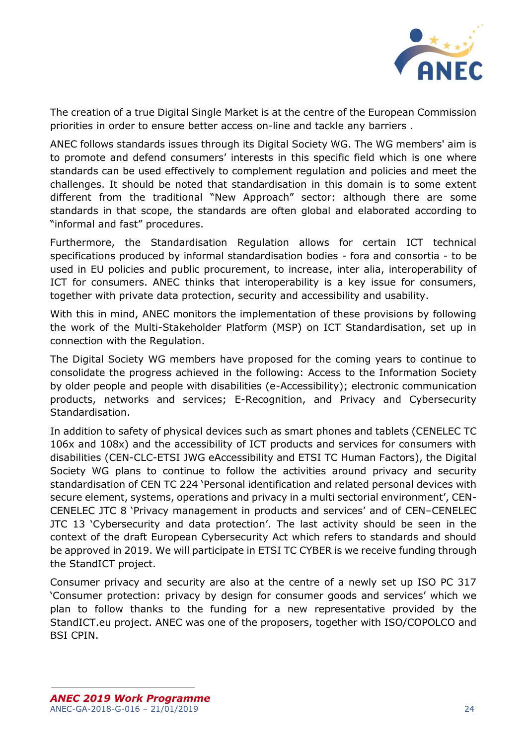The creation of a true Digital Single Market is at the centre of the European Commission priorities in order to ensure better access on-line and tackle any barriers .

ANEC follows standards issues through its Digital Society WG. The WG members' aim is to promote and defend consumers' interests in this specific field which is one where standards can be used effectively to complement regulation and policies and meet the challenges. It should be noted that standardisation in this domain is to some extent different from the traditional "New Approach" sector: although there are some standards in that scope, the standards are often global and elaborated according to "informal and fast" procedures.

Furthermore, the Standardisation Regulation allows for certain ICT technical specifications produced by informal standardisation bodies - fora and consortia - to be used in EU policies and public procurement, to increase, inter alia, interoperability of ICT for consumers. ANEC thinks that interoperability is a key issue for consumers, together with private data protection, security and accessibility and usability.

With this in mind, ANEC monitors the implementation of these provisions by following the work of the Multi-Stakeholder Platform (MSP) on ICT Standardisation, set up in connection with the Regulation.

The Digital Society WG members have proposed for the coming years to continue to consolidate the progress achieved in the following: Access to the Information Society by older people and people with disabilities (e-Accessibility); electronic communication products, networks and services; E-Recognition, and Privacy and Cybersecurity Standardisation.

In addition to safety of physical devices such as smart phones and tablets (CENELEC TC 106x and 108x) and the accessibility of ICT products and services for consumers with disabilities (CEN-CLC-ETSI JWG eAccessibility and ETSI TC Human Factors), the Digital Society WG plans to continue to follow the activities around privacy and security standardisation of CEN TC 224 'Personal identification and related personal devices with secure element, systems, operations and privacy in a multi sectorial environment', CEN-CENELEC JTC 8 'Privacy management in products and services' and of CEN–CENELEC JTC 13 'Cybersecurity and data protection'. The last activity should be seen in the context of the draft European Cybersecurity Act which refers to standards and should be approved in 2019. We will participate in ETSI TC CYBER is we receive funding through the StandICT project.

Consumer privacy and security are also at the centre of a newly set up ISO PC 317 'Consumer protection: privacy by design for consumer goods and services' which we plan to follow thanks to the funding for a new representative provided by the StandICT.eu project. ANEC was one of the proposers, together with ISO/COPOLCO and BSI CPIN.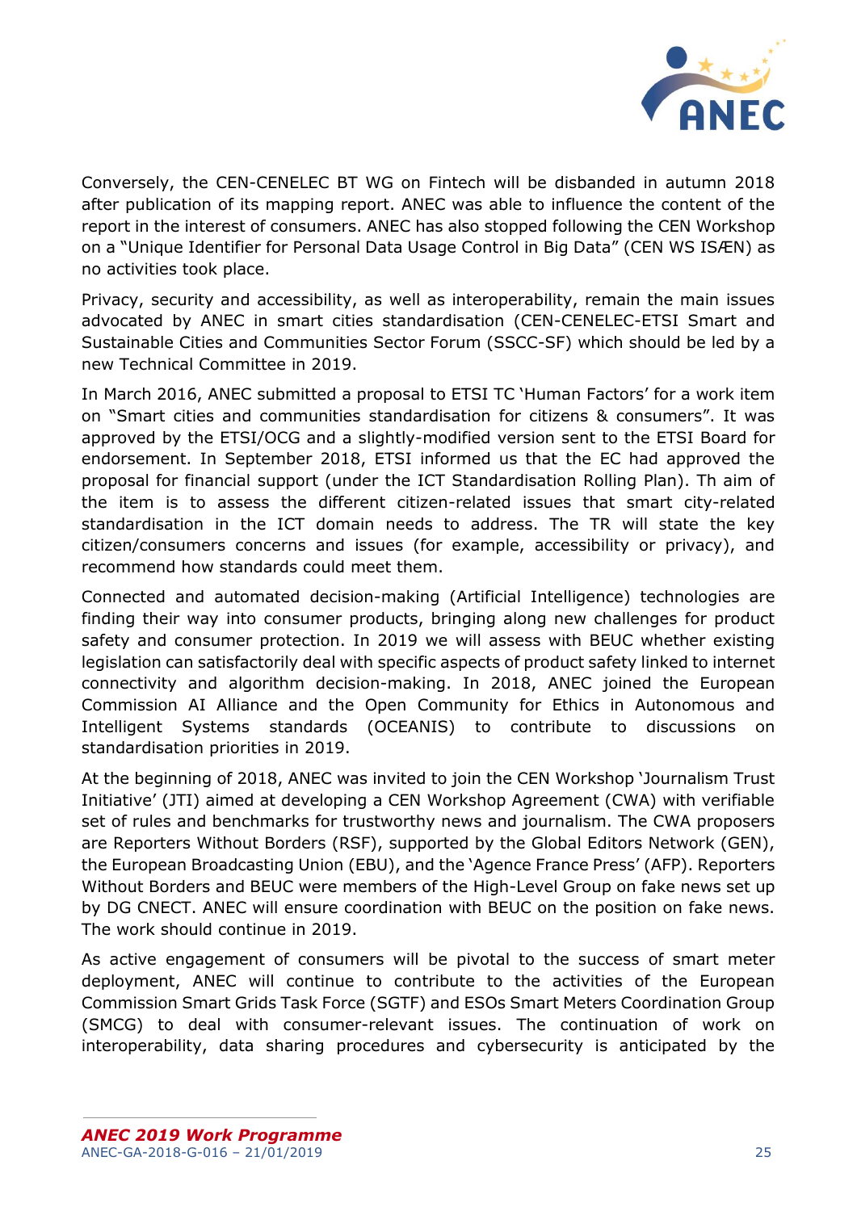Conversely, the CEN-CENELEC BT WG on Fintech will be disbanded in autumn 2018 after publication of its mapping report. ANEC was able to influence the content of the report in the interest of consumers. ANEC has also stopped following the CEN Workshop on a "Unique Identifier for Personal Data Usage Control in Big Data" (CEN WS ISÆN) as no activities took place.

Privacy, security and accessibility, as well as interoperability, remain the main issues advocated by ANEC in smart cities standardisation (CEN-CENELEC-ETSI Smart and Sustainable Cities and Communities Sector Forum (SSCC-SF) which should be led by a new Technical Committee in 2019.

In March 2016, ANEC submitted a proposal to ETSI TC 'Human Factors' for a work item on "Smart cities and communities standardisation for citizens & consumers". It was approved by the ETSI/OCG and a slightly-modified version sent to the ETSI Board for endorsement. In September 2018, ETSI informed us that the EC had approved the proposal for financial support (under the ICT Standardisation Rolling Plan). Th aim of the item is to assess the different citizen-related issues that smart city-related standardisation in the ICT domain needs to address. The TR will state the key citizen/consumers concerns and issues (for example, accessibility or privacy), and recommend how standards could meet them.

Connected and automated decision-making (Artificial Intelligence) technologies are finding their way into consumer products, bringing along new challenges for product safety and consumer protection. In 2019 we will assess with BEUC whether existing legislation can satisfactorily deal with specific aspects of product safety linked to internet connectivity and algorithm decision-making. In 2018, ANEC joined the European Commission AI Alliance and the Open Community for Ethics in Autonomous and Intelligent Systems standards (OCEANIS) to contribute to discussions on standardisation priorities in 2019.

At the beginning of 2018, ANEC was invited to join the CEN Workshop 'Journalism Trust Initiative' (JTI) aimed at developing a CEN Workshop Agreement (CWA) with verifiable set of rules and benchmarks for trustworthy news and journalism. The CWA proposers are Reporters Without Borders (RSF), supported by the Global Editors Network (GEN), the European Broadcasting Union (EBU), and the 'Agence France Press' (AFP). Reporters Without Borders and BEUC were members of the High-Level Group on fake news set up by DG CNECT. ANEC will ensure coordination with BEUC on the position on fake news. The work should continue in 2019.

As active engagement of consumers will be pivotal to the success of smart meter deployment, ANEC will continue to contribute to the activities of the European Commission Smart Grids Task Force (SGTF) and ESOs Smart Meters Coordination Group (SMCG) to deal with consumer-relevant issues. The continuation of work on interoperability, data sharing procedures and cybersecurity is anticipated by the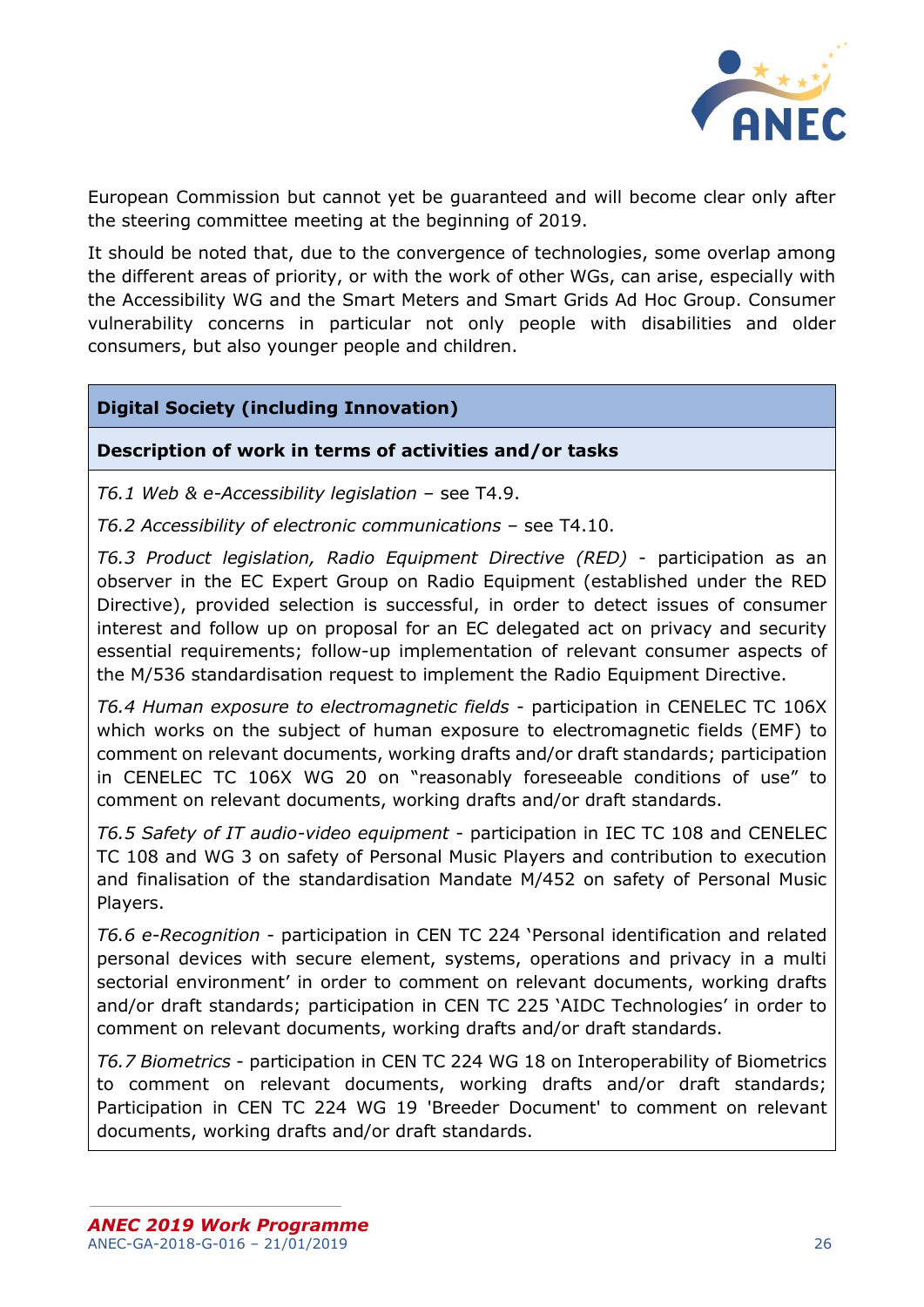European Commission but cannot yet be guaranteed and will become clear only after the steering committee meeting at the beginning of 2019.

It should be noted that, due to the convergence of technologies, some overlap among the different areas of priority, or with the work of other WGs, can arise, especially with the Accessibility WG and the Smart Meters and Smart Grids Ad Hoc Group. Consumer vulnerability concerns in particular not only people with disabilities and older consumers, but also younger people and children.

| **Digital Society (including Innovation)** |
| --- |
| **Description of work in terms of activities and/or tasks** |
| *T6.1 Web & e-Accessibility legislation* – see T4.9.<br><br>*T6.2 Accessibility of electronic communications* – see T4.10.<br><br>*T6.3 Product legislation, Radio Equipment Directive (RED)* - participation as an observer in the EC Expert Group on Radio Equipment (established under the RED Directive), provided selection is successful, in order to detect issues of consumer interest and follow up on proposal for an EC delegated act on privacy and security essential requirements; follow-up implementation of relevant consumer aspects of the M/536 standardisation request to implement the Radio Equipment Directive.<br><br>*T6.4 Human exposure to electromagnetic fields* - participation in CENELEC TC 106X which works on the subject of human exposure to electromagnetic fields (EMF) to comment on relevant documents, working drafts and/or draft standards; participation in CENELEC TC 106X WG 20 on "reasonably foreseeable conditions of use" to comment on relevant documents, working drafts and/or draft standards.<br><br>*T6.5 Safety of IT audio-video equipment* - participation in IEC TC 108 and CENELEC TC 108 and WG 3 on safety of Personal Music Players and contribution to execution and finalisation of the standardisation Mandate M/452 on safety of Personal Music Players.<br><br>*T6.6 e-Recognition* - participation in CEN TC 224 'Personal identification and related personal devices with secure element, systems, operations and privacy in a multi sectorial environment' in order to comment on relevant documents, working drafts and/or draft standards; participation in CEN TC 225 'AIDC Technologies' in order to comment on relevant documents, working drafts and/or draft standards.<br><br>*T6.7 Biometrics* - participation in CEN TC 224 WG 18 on Interoperability of Biometrics to comment on relevant documents, working drafts and/or draft standards; Participation in CEN TC 224 WG 19 'Breeder Document' to comment on relevant documents, working drafts and/or draft standards. |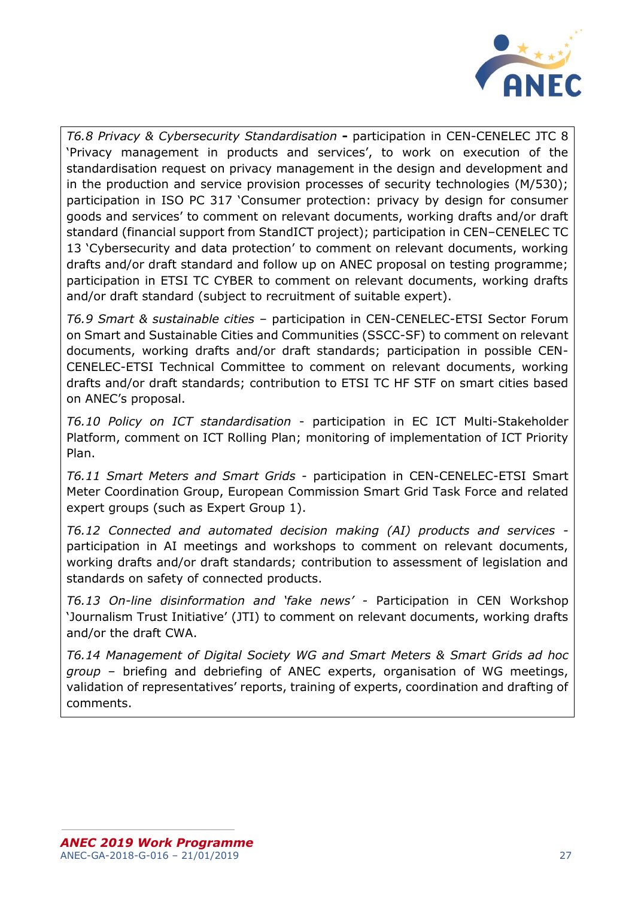*T6.8 Privacy & Cybersecurity Standardisation* **-** participation in CEN-CENELEC JTC 8 'Privacy management in products and services', to work on execution of the standardisation request on privacy management in the design and development and in the production and service provision processes of security technologies (M/530); participation in ISO PC 317 'Consumer protection: privacy by design for consumer goods and services' to comment on relevant documents, working drafts and/or draft standard (financial support from StandICT project); participation in CEN–CENELEC TC 13 'Cybersecurity and data protection' to comment on relevant documents, working drafts and/or draft standard and follow up on ANEC proposal on testing programme; participation in ETSI TC CYBER to comment on relevant documents, working drafts and/or draft standard (subject to recruitment of suitable expert).

*T6.9 Smart & sustainable cities* – participation in CEN-CENELEC-ETSI Sector Forum on Smart and Sustainable Cities and Communities (SSCC-SF) to comment on relevant documents, working drafts and/or draft standards; participation in possible CEN-CENELEC-ETSI Technical Committee to comment on relevant documents, working drafts and/or draft standards; contribution to ETSI TC HF STF on smart cities based on ANEC's proposal.

*T6.10 Policy on ICT standardisation* - participation in EC ICT Multi-Stakeholder Platform, comment on ICT Rolling Plan; monitoring of implementation of ICT Priority Plan.

*T6.11 Smart Meters and Smart Grids* - participation in CEN-CENELEC-ETSI Smart Meter Coordination Group, European Commission Smart Grid Task Force and related expert groups (such as Expert Group 1).

*T6.12 Connected and automated decision making (AI) products and services* - participation in AI meetings and workshops to comment on relevant documents, working drafts and/or draft standards; contribution to assessment of legislation and standards on safety of connected products.

*T6.13 On-line disinformation and 'fake news'* - Participation in CEN Workshop 'Journalism Trust Initiative' (JTI) to comment on relevant documents, working drafts and/or the draft CWA.

*T6.14 Management of Digital Society WG and Smart Meters & Smart Grids ad hoc group* – briefing and debriefing of ANEC experts, organisation of WG meetings, validation of representatives' reports, training of experts, coordination and drafting of comments.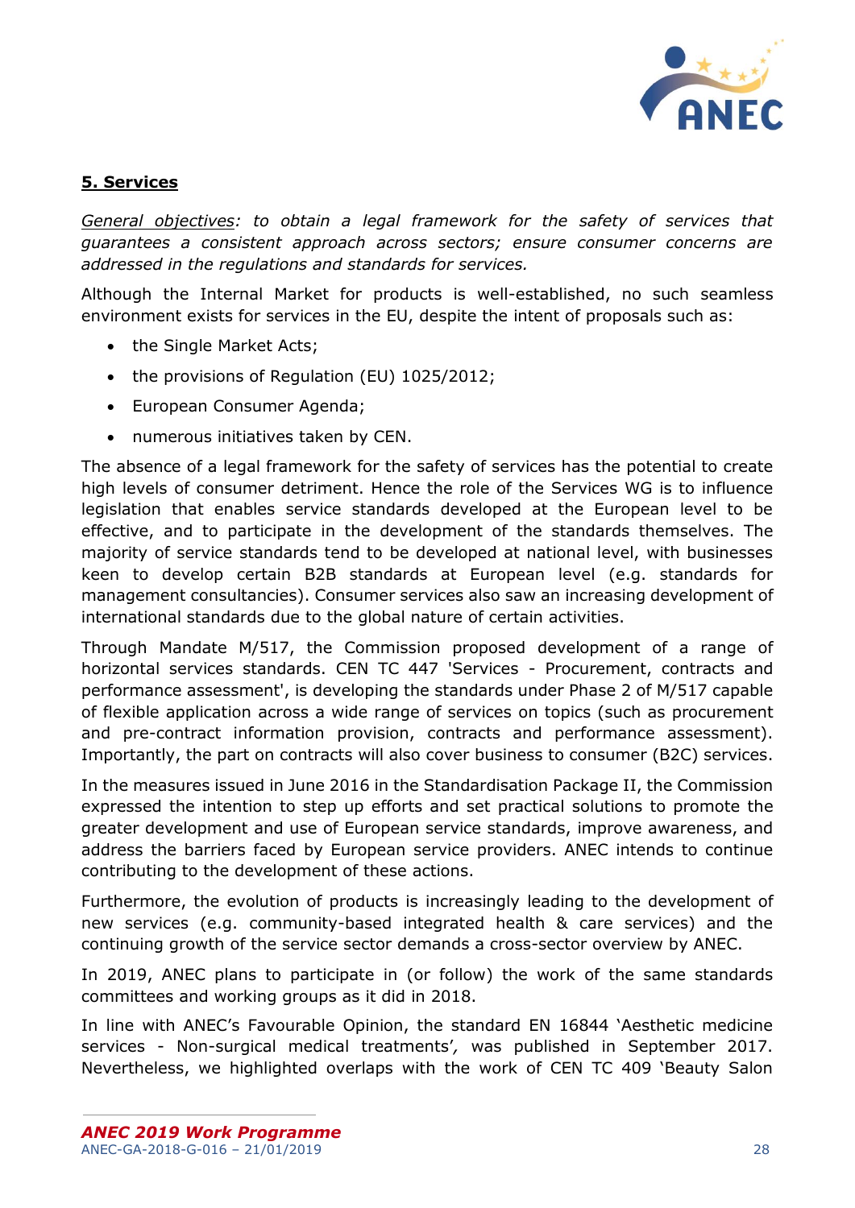**5. Services**

*General objectives: to obtain a legal framework for the safety of services that guarantees a consistent approach across sectors; ensure consumer concerns are addressed in the regulations and standards for services.*

Although the Internal Market for products is well-established, no such seamless environment exists for services in the EU, despite the intent of proposals such as:

- the Single Market Acts;
- the provisions of Regulation (EU) 1025/2012;
- European Consumer Agenda;
- numerous initiatives taken by CEN.

The absence of a legal framework for the safety of services has the potential to create high levels of consumer detriment. Hence the role of the Services WG is to influence legislation that enables service standards developed at the European level to be effective, and to participate in the development of the standards themselves. The majority of service standards tend to be developed at national level, with businesses keen to develop certain B2B standards at European level (e.g. standards for management consultancies). Consumer services also saw an increasing development of international standards due to the global nature of certain activities.

Through Mandate M/517, the Commission proposed development of a range of horizontal services standards. CEN TC 447 'Services - Procurement, contracts and performance assessment', is developing the standards under Phase 2 of M/517 capable of flexible application across a wide range of services on topics (such as procurement and pre-contract information provision, contracts and performance assessment). Importantly, the part on contracts will also cover business to consumer (B2C) services.

In the measures issued in June 2016 in the Standardisation Package II, the Commission expressed the intention to step up efforts and set practical solutions to promote the greater development and use of European service standards, improve awareness, and address the barriers faced by European service providers. ANEC intends to continue contributing to the development of these actions.

Furthermore, the evolution of products is increasingly leading to the development of new services (e.g. community-based integrated health & care services) and the continuing growth of the service sector demands a cross-sector overview by ANEC.

In 2019, ANEC plans to participate in (or follow) the work of the same standards committees and working groups as it did in 2018.

In line with ANEC's Favourable Opinion, the standard EN 16844 'Aesthetic medicine services - Non-surgical medical treatments', was published in September 2017. Nevertheless, we highlighted overlaps with the work of CEN TC 409 'Beauty Salon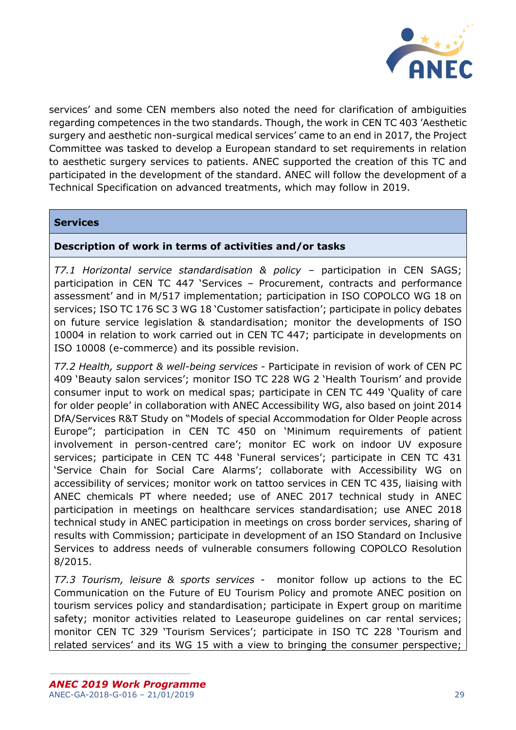services' and some CEN members also noted the need for clarification of ambiguities regarding competences in the two standards. Though, the work in CEN TC 403 'Aesthetic surgery and aesthetic non-surgical medical services' came to an end in 2017, the Project Committee was tasked to develop a European standard to set requirements in relation to aesthetic surgery services to patients. ANEC supported the creation of this TC and participated in the development of the standard. ANEC will follow the development of a Technical Specification on advanced treatments, which may follow in 2019.

| **Services** |
|---|
| **Description of work in terms of activities and/or tasks** |
| *T7.1 Horizontal service standardisation & policy* – participation in CEN SAGS; participation in CEN TC 447 'Services – Procurement, contracts and performance assessment' and in M/517 implementation; participation in ISO COPOLCO WG 18 on services; ISO TC 176 SC 3 WG 18 'Customer satisfaction'; participate in policy debates on future service legislation & standardisation; monitor the developments of ISO 10004 in relation to work carried out in CEN TC 447; participate in developments on ISO 10008 (e-commerce) and its possible revision.<br><br>*T7.2 Health, support & well-being services* - Participate in revision of work of CEN PC 409 'Beauty salon services'; monitor ISO TC 228 WG 2 'Health Tourism' and provide consumer input to work on medical spas; participate in CEN TC 449 'Quality of care for older people' in collaboration with ANEC Accessibility WG, also based on joint 2014 DfA/Services R&T Study on "Models of special Accommodation for Older People across Europe"; participation in CEN TC 450 on 'Minimum requirements of patient involvement in person-centred care'; monitor EC work on indoor UV exposure services; participate in CEN TC 448 'Funeral services'; participate in CEN TC 431 'Service Chain for Social Care Alarms'; collaborate with Accessibility WG on accessibility of services; monitor work on tattoo services in CEN TC 435, liaising with ANEC chemicals PT where needed; use of ANEC 2017 technical study in ANEC participation in meetings on healthcare services standardisation; use ANEC 2018 technical study in ANEC participation in meetings on cross border services, sharing of results with Commission; participate in development of an ISO Standard on Inclusive Services to address needs of vulnerable consumers following COPOLCO Resolution 8/2015.<br><br>*T7.3 Tourism, leisure & sports services* - monitor follow up actions to the EC Communication on the Future of EU Tourism Policy and promote ANEC position on tourism services policy and standardisation; participate in Expert group on maritime safety; monitor activities related to Leaseurope guidelines on car rental services; monitor CEN TC 329 'Tourism Services'; participate in ISO TC 228 'Tourism and related services' and its WG 15 with a view to bringing the consumer perspective; |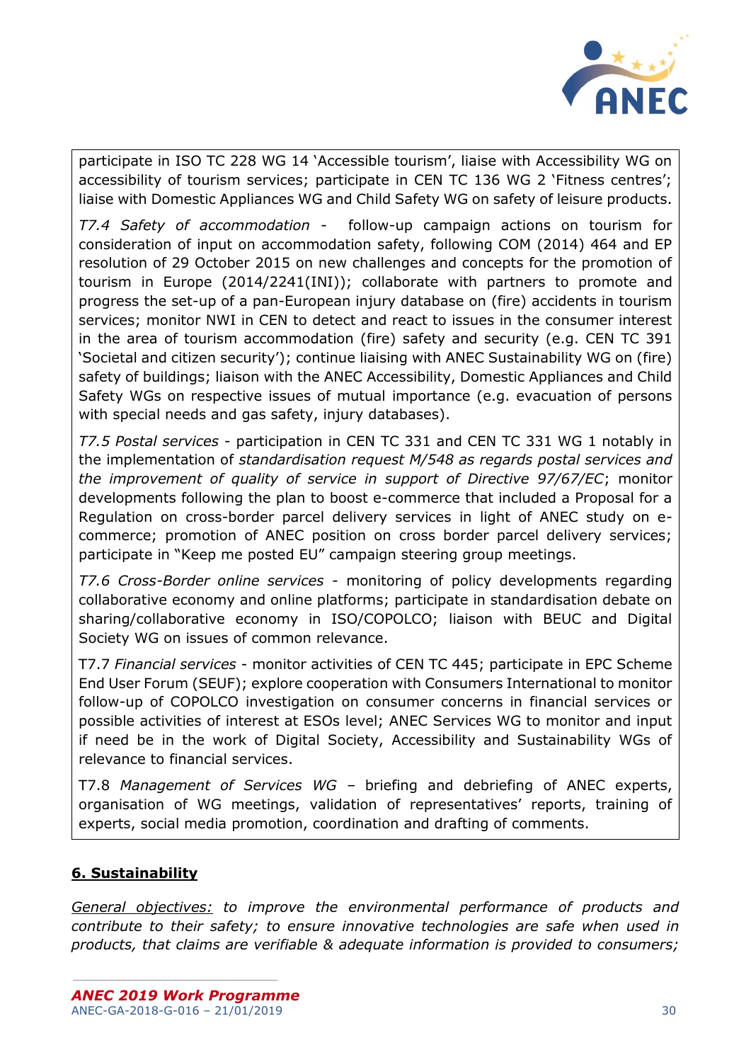participate in ISO TC 228 WG 14 'Accessible tourism', liaise with Accessibility WG on accessibility of tourism services; participate in CEN TC 136 WG 2 'Fitness centres'; liaise with Domestic Appliances WG and Child Safety WG on safety of leisure products.

*T7.4 Safety of accommodation* - follow-up campaign actions on tourism for consideration of input on accommodation safety, following COM (2014) 464 and EP resolution of 29 October 2015 on new challenges and concepts for the promotion of tourism in Europe (2014/2241(INI)); collaborate with partners to promote and progress the set-up of a pan-European injury database on (fire) accidents in tourism services; monitor NWI in CEN to detect and react to issues in the consumer interest in the area of tourism accommodation (fire) safety and security (e.g. CEN TC 391 'Societal and citizen security'); continue liaising with ANEC Sustainability WG on (fire) safety of buildings; liaison with the ANEC Accessibility, Domestic Appliances and Child Safety WGs on respective issues of mutual importance (e.g. evacuation of persons with special needs and gas safety, injury databases).

*T7.5 Postal services* - participation in CEN TC 331 and CEN TC 331 WG 1 notably in the implementation of *standardisation request M/548 as regards postal services and the improvement of quality of service in support of Directive 97/67/EC*; monitor developments following the plan to boost e-commerce that included a Proposal for a Regulation on cross-border parcel delivery services in light of ANEC study on e-commerce; promotion of ANEC position on cross border parcel delivery services; participate in "Keep me posted EU" campaign steering group meetings.

*T7.6 Cross-Border online services* - monitoring of policy developments regarding collaborative economy and online platforms; participate in standardisation debate on sharing/collaborative economy in ISO/COPOLCO; liaison with BEUC and Digital Society WG on issues of common relevance.

T7.7 *Financial services* - monitor activities of CEN TC 445; participate in EPC Scheme End User Forum (SEUF); explore cooperation with Consumers International to monitor follow-up of COPOLCO investigation on consumer concerns in financial services or possible activities of interest at ESOs level; ANEC Services WG to monitor and input if need be in the work of Digital Society, Accessibility and Sustainability WGs of relevance to financial services.

T7.8 *Management of Services WG* – briefing and debriefing of ANEC experts, organisation of WG meetings, validation of representatives' reports, training of experts, social media promotion, coordination and drafting of comments.

## 6. Sustainability

*General objectives: to improve the environmental performance of products and contribute to their safety; to ensure innovative technologies are safe when used in products, that claims are verifiable & adequate information is provided to consumers;*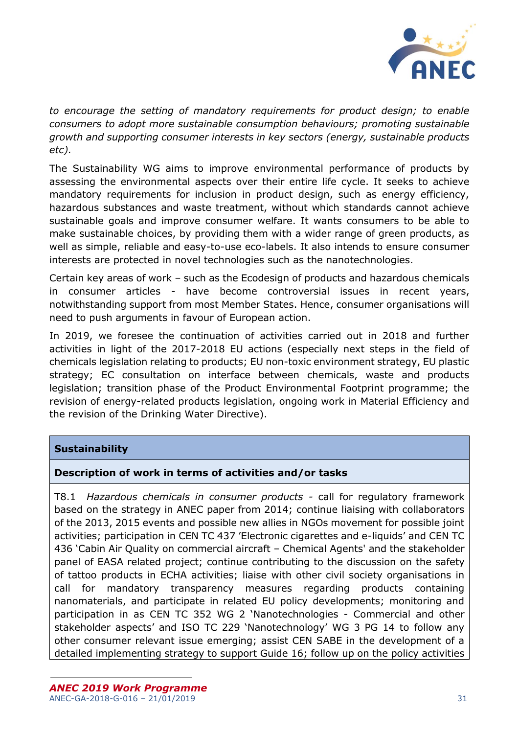*to encourage the setting of mandatory requirements for product design; to enable consumers to adopt more sustainable consumption behaviours; promoting sustainable growth and supporting consumer interests in key sectors (energy, sustainable products etc).*

The Sustainability WG aims to improve environmental performance of products by assessing the environmental aspects over their entire life cycle. It seeks to achieve mandatory requirements for inclusion in product design, such as energy efficiency, hazardous substances and waste treatment, without which standards cannot achieve sustainable goals and improve consumer welfare. It wants consumers to be able to make sustainable choices, by providing them with a wider range of green products, as well as simple, reliable and easy-to-use eco-labels. It also intends to ensure consumer interests are protected in novel technologies such as the nanotechnologies.

Certain key areas of work – such as the Ecodesign of products and hazardous chemicals in consumer articles - have become controversial issues in recent years, notwithstanding support from most Member States. Hence, consumer organisations will need to push arguments in favour of European action.

In 2019, we foresee the continuation of activities carried out in 2018 and further activities in light of the 2017-2018 EU actions (especially next steps in the field of chemicals legislation relating to products; EU non-toxic environment strategy, EU plastic strategy; EC consultation on interface between chemicals, waste and products legislation; transition phase of the Product Environmental Footprint programme; the revision of energy-related products legislation, ongoing work in Material Efficiency and the revision of the Drinking Water Directive).

| **Sustainability** |
|---|
| **Description of work in terms of activities and/or tasks** |
| T8.1 *Hazardous chemicals in consumer products* - call for regulatory framework based on the strategy in ANEC paper from 2014; continue liaising with collaborators of the 2013, 2015 events and possible new allies in NGOs movement for possible joint activities; participation in CEN TC 437 'Electronic cigarettes and e-liquids' and CEN TC 436 'Cabin Air Quality on commercial aircraft – Chemical Agents' and the stakeholder panel of EASA related project; continue contributing to the discussion on the safety of tattoo products in ECHA activities; liaise with other civil society organisations in call for mandatory transparency measures regarding products containing nanomaterials, and participate in related EU policy developments; monitoring and participation in as CEN TC 352 WG 2 'Nanotechnologies - Commercial and other stakeholder aspects' and ISO TC 229 'Nanotechnology' WG 3 PG 14 to follow any other consumer relevant issue emerging; assist CEN SABE in the development of a detailed implementing strategy to support Guide 16; follow up on the policy activities |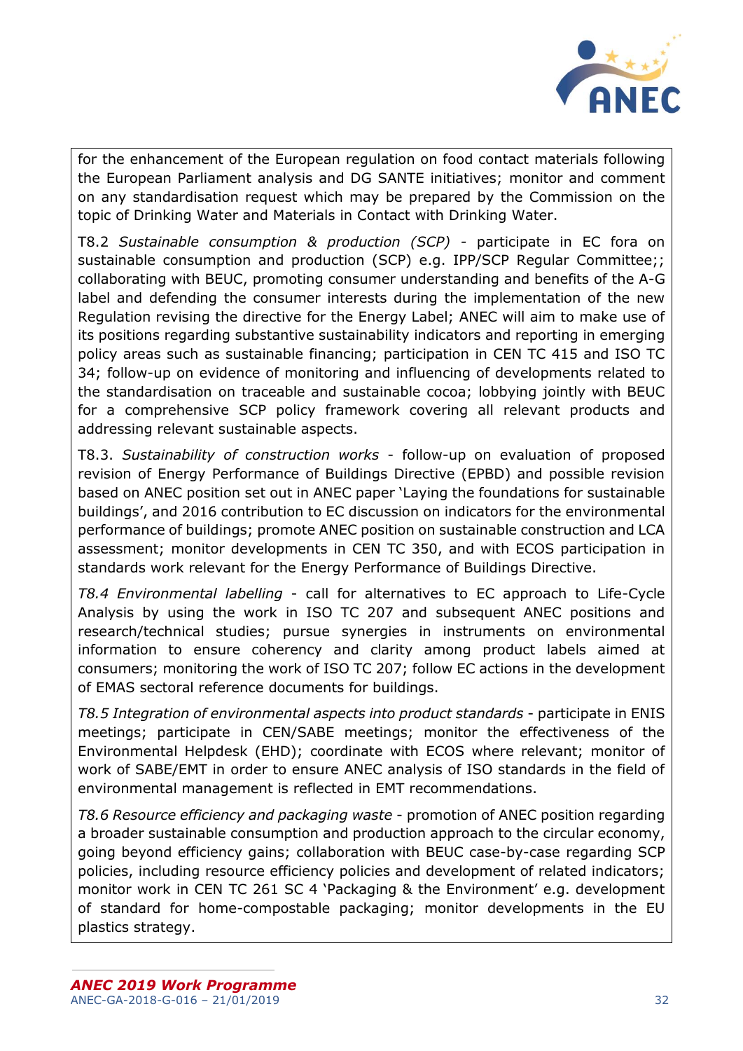for the enhancement of the European regulation on food contact materials following the European Parliament analysis and DG SANTE initiatives; monitor and comment on any standardisation request which may be prepared by the Commission on the topic of Drinking Water and Materials in Contact with Drinking Water.

T8.2 *Sustainable consumption & production (SCP)* - participate in EC fora on sustainable consumption and production (SCP) e.g. IPP/SCP Regular Committee;; collaborating with BEUC, promoting consumer understanding and benefits of the A-G label and defending the consumer interests during the implementation of the new Regulation revising the directive for the Energy Label; ANEC will aim to make use of its positions regarding substantive sustainability indicators and reporting in emerging policy areas such as sustainable financing; participation in CEN TC 415 and ISO TC 34; follow-up on evidence of monitoring and influencing of developments related to the standardisation on traceable and sustainable cocoa; lobbying jointly with BEUC for a comprehensive SCP policy framework covering all relevant products and addressing relevant sustainable aspects.

T8.3. *Sustainability of construction works* - follow-up on evaluation of proposed revision of Energy Performance of Buildings Directive (EPBD) and possible revision based on ANEC position set out in ANEC paper 'Laying the foundations for sustainable buildings', and 2016 contribution to EC discussion on indicators for the environmental performance of buildings; promote ANEC position on sustainable construction and LCA assessment; monitor developments in CEN TC 350, and with ECOS participation in standards work relevant for the Energy Performance of Buildings Directive.

*T8.4 Environmental labelling* - call for alternatives to EC approach to Life-Cycle Analysis by using the work in ISO TC 207 and subsequent ANEC positions and research/technical studies; pursue synergies in instruments on environmental information to ensure coherency and clarity among product labels aimed at consumers; monitoring the work of ISO TC 207; follow EC actions in the development of EMAS sectoral reference documents for buildings.

*T8.5 Integration of environmental aspects into product standards* - participate in ENIS meetings; participate in CEN/SABE meetings; monitor the effectiveness of the Environmental Helpdesk (EHD); coordinate with ECOS where relevant; monitor of work of SABE/EMT in order to ensure ANEC analysis of ISO standards in the field of environmental management is reflected in EMT recommendations.

*T8.6 Resource efficiency and packaging waste* - promotion of ANEC position regarding a broader sustainable consumption and production approach to the circular economy, going beyond efficiency gains; collaboration with BEUC case-by-case regarding SCP policies, including resource efficiency policies and development of related indicators; monitor work in CEN TC 261 SC 4 'Packaging & the Environment' e.g. development of standard for home-compostable packaging; monitor developments in the EU plastics strategy.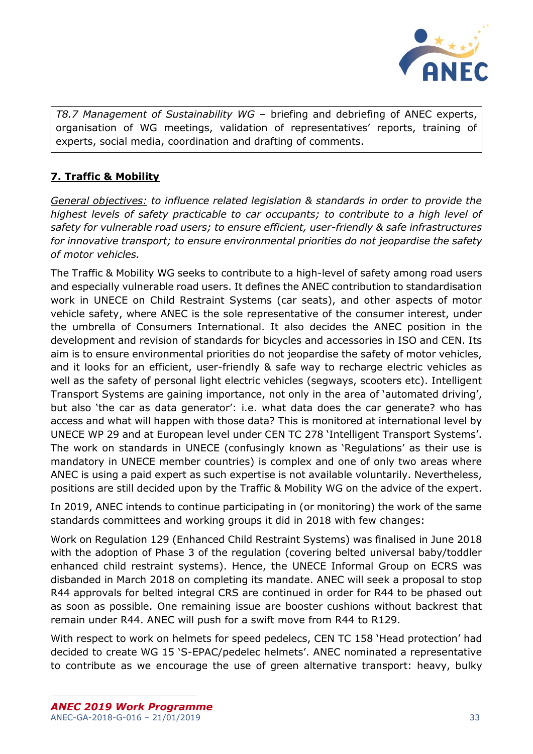*T8.7 Management of Sustainability WG* – briefing and debriefing of ANEC experts, organisation of WG meetings, validation of representatives' reports, training of experts, social media, coordination and drafting of comments.

## 7. Traffic & Mobility

*General objectives: to influence related legislation & standards in order to provide the highest levels of safety practicable to car occupants; to contribute to a high level of safety for vulnerable road users; to ensure efficient, user-friendly & safe infrastructures for innovative transport; to ensure environmental priorities do not jeopardise the safety of motor vehicles.*

The Traffic & Mobility WG seeks to contribute to a high-level of safety among road users and especially vulnerable road users. It defines the ANEC contribution to standardisation work in UNECE on Child Restraint Systems (car seats), and other aspects of motor vehicle safety, where ANEC is the sole representative of the consumer interest, under the umbrella of Consumers International. It also decides the ANEC position in the development and revision of standards for bicycles and accessories in ISO and CEN. Its aim is to ensure environmental priorities do not jeopardise the safety of motor vehicles, and it looks for an efficient, user-friendly & safe way to recharge electric vehicles as well as the safety of personal light electric vehicles (segways, scooters etc). Intelligent Transport Systems are gaining importance, not only in the area of 'automated driving', but also 'the car as data generator': i.e. what data does the car generate? who has access and what will happen with those data? This is monitored at international level by UNECE WP 29 and at European level under CEN TC 278 'Intelligent Transport Systems'. The work on standards in UNECE (confusingly known as 'Regulations' as their use is mandatory in UNECE member countries) is complex and one of only two areas where ANEC is using a paid expert as such expertise is not available voluntarily. Nevertheless, positions are still decided upon by the Traffic & Mobility WG on the advice of the expert.

In 2019, ANEC intends to continue participating in (or monitoring) the work of the same standards committees and working groups it did in 2018 with few changes:

Work on Regulation 129 (Enhanced Child Restraint Systems) was finalised in June 2018 with the adoption of Phase 3 of the regulation (covering belted universal baby/toddler enhanced child restraint systems). Hence, the UNECE Informal Group on ECRS was disbanded in March 2018 on completing its mandate. ANEC will seek a proposal to stop R44 approvals for belted integral CRS are continued in order for R44 to be phased out as soon as possible. One remaining issue are booster cushions without backrest that remain under R44. ANEC will push for a swift move from R44 to R129.

With respect to work on helmets for speed pedelecs, CEN TC 158 'Head protection' had decided to create WG 15 'S-EPAC/pedelec helmets'. ANEC nominated a representative to contribute as we encourage the use of green alternative transport: heavy, bulky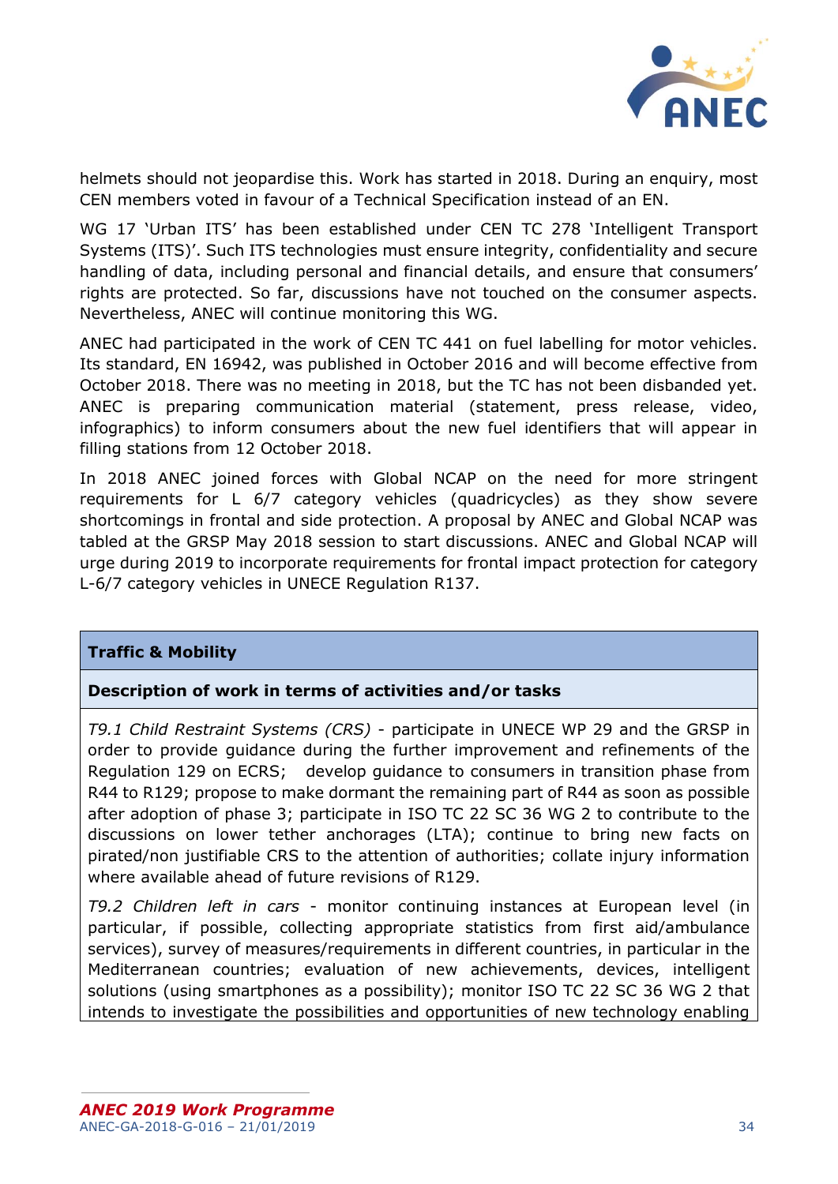helmets should not jeopardise this. Work has started in 2018. During an enquiry, most CEN members voted in favour of a Technical Specification instead of an EN.

WG 17 'Urban ITS' has been established under CEN TC 278 'Intelligent Transport Systems (ITS)'. Such ITS technologies must ensure integrity, confidentiality and secure handling of data, including personal and financial details, and ensure that consumers' rights are protected. So far, discussions have not touched on the consumer aspects. Nevertheless, ANEC will continue monitoring this WG.

ANEC had participated in the work of CEN TC 441 on fuel labelling for motor vehicles. Its standard, EN 16942, was published in October 2016 and will become effective from October 2018. There was no meeting in 2018, but the TC has not been disbanded yet. ANEC is preparing communication material (statement, press release, video, infographics) to inform consumers about the new fuel identifiers that will appear in filling stations from 12 October 2018.

In 2018 ANEC joined forces with Global NCAP on the need for more stringent requirements for L 6/7 category vehicles (quadricycles) as they show severe shortcomings in frontal and side protection. A proposal by ANEC and Global NCAP was tabled at the GRSP May 2018 session to start discussions. ANEC and Global NCAP will urge during 2019 to incorporate requirements for frontal impact protection for category L-6/7 category vehicles in UNECE Regulation R137.

| **Traffic & Mobility** |
|---|
| **Description of work in terms of activities and/or tasks** |
| *T9.1 Child Restraint Systems (CRS)* - participate in UNECE WP 29 and the GRSP in order to provide guidance during the further improvement and refinements of the Regulation 129 on ECRS; develop guidance to consumers in transition phase from R44 to R129; propose to make dormant the remaining part of R44 as soon as possible after adoption of phase 3; participate in ISO TC 22 SC 36 WG 2 to contribute to the discussions on lower tether anchorages (LTA); continue to bring new facts on pirated/non justifiable CRS to the attention of authorities; collate injury information where available ahead of future revisions of R129. *T9.2 Children left in cars* - monitor continuing instances at European level (in particular, if possible, collecting appropriate statistics from first aid/ambulance services), survey of measures/requirements in different countries, in particular in the Mediterranean countries; evaluation of new achievements, devices, intelligent solutions (using smartphones as a possibility); monitor ISO TC 22 SC 36 WG 2 that intends to investigate the possibilities and opportunities of new technology enabling |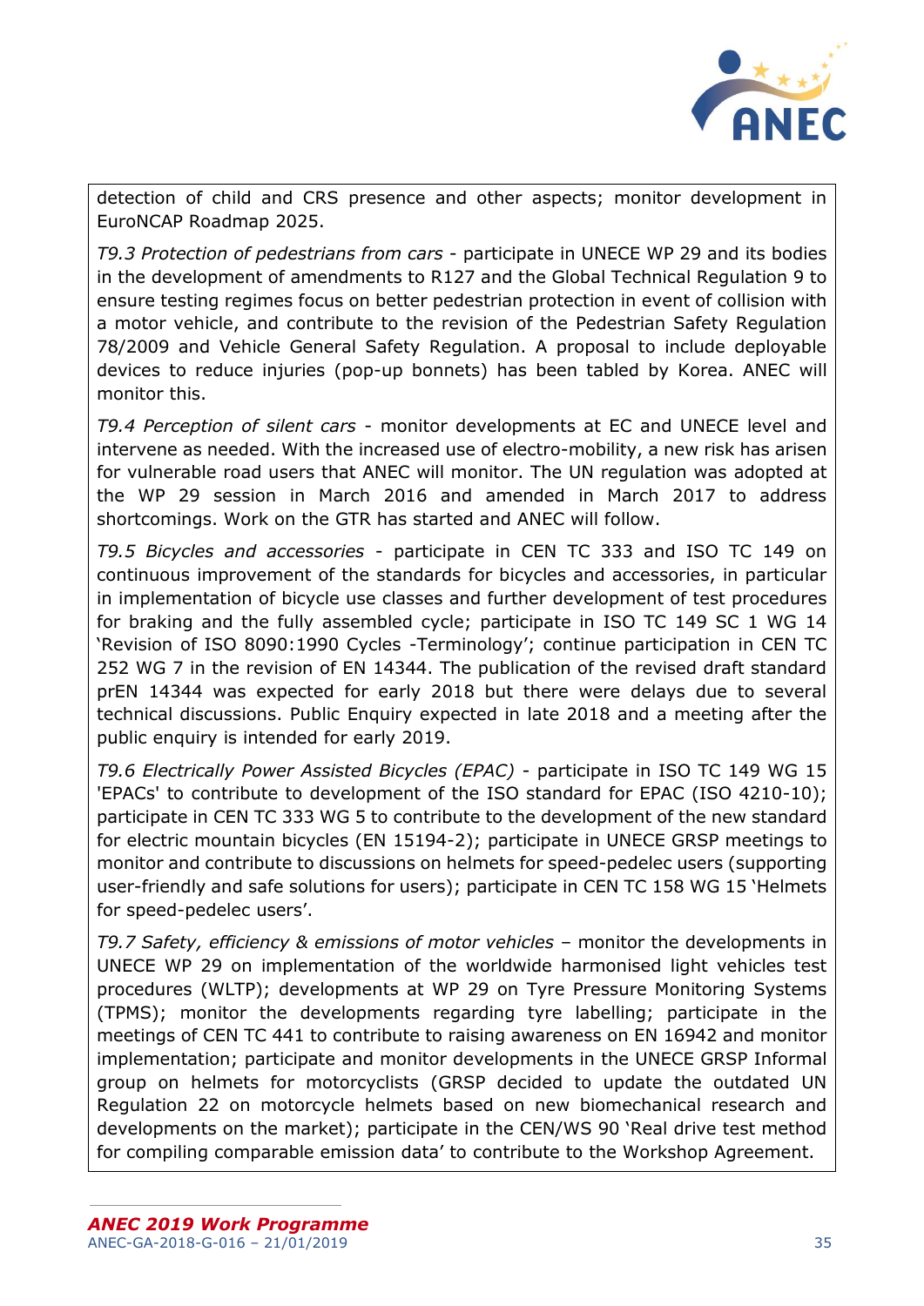detection of child and CRS presence and other aspects; monitor development in EuroNCAP Roadmap 2025.

*T9.3 Protection of pedestrians from cars* - participate in UNECE WP 29 and its bodies in the development of amendments to R127 and the Global Technical Regulation 9 to ensure testing regimes focus on better pedestrian protection in event of collision with a motor vehicle, and contribute to the revision of the Pedestrian Safety Regulation 78/2009 and Vehicle General Safety Regulation. A proposal to include deployable devices to reduce injuries (pop-up bonnets) has been tabled by Korea. ANEC will monitor this.

*T9.4 Perception of silent cars* - monitor developments at EC and UNECE level and intervene as needed. With the increased use of electro-mobility, a new risk has arisen for vulnerable road users that ANEC will monitor. The UN regulation was adopted at the WP 29 session in March 2016 and amended in March 2017 to address shortcomings. Work on the GTR has started and ANEC will follow.

*T9.5 Bicycles and accessories* - participate in CEN TC 333 and ISO TC 149 on continuous improvement of the standards for bicycles and accessories, in particular in implementation of bicycle use classes and further development of test procedures for braking and the fully assembled cycle; participate in ISO TC 149 SC 1 WG 14 'Revision of ISO 8090:1990 Cycles -Terminology'; continue participation in CEN TC 252 WG 7 in the revision of EN 14344. The publication of the revised draft standard prEN 14344 was expected for early 2018 but there were delays due to several technical discussions. Public Enquiry expected in late 2018 and a meeting after the public enquiry is intended for early 2019.

*T9.6 Electrically Power Assisted Bicycles (EPAC)* - participate in ISO TC 149 WG 15 'EPACs' to contribute to development of the ISO standard for EPAC (ISO 4210-10); participate in CEN TC 333 WG 5 to contribute to the development of the new standard for electric mountain bicycles (EN 15194-2); participate in UNECE GRSP meetings to monitor and contribute to discussions on helmets for speed-pedelec users (supporting user-friendly and safe solutions for users); participate in CEN TC 158 WG 15 'Helmets for speed-pedelec users'.

*T9.7 Safety, efficiency & emissions of motor vehicles* – monitor the developments in UNECE WP 29 on implementation of the worldwide harmonised light vehicles test procedures (WLTP); developments at WP 29 on Tyre Pressure Monitoring Systems (TPMS); monitor the developments regarding tyre labelling; participate in the meetings of CEN TC 441 to contribute to raising awareness on EN 16942 and monitor implementation; participate and monitor developments in the UNECE GRSP Informal group on helmets for motorcyclists (GRSP decided to update the outdated UN Regulation 22 on motorcycle helmets based on new biomechanical research and developments on the market); participate in the CEN/WS 90 'Real drive test method for compiling comparable emission data' to contribute to the Workshop Agreement.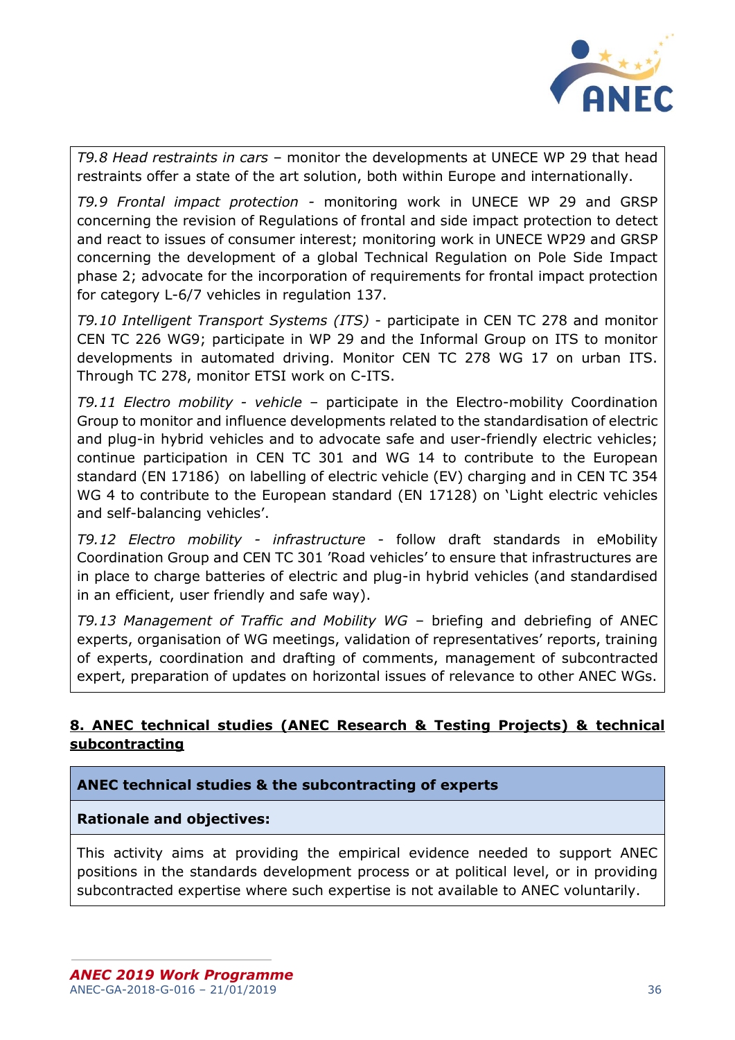*T9.8 Head restraints in cars* – monitor the developments at UNECE WP 29 that head restraints offer a state of the art solution, both within Europe and internationally.

*T9.9 Frontal impact protection* - monitoring work in UNECE WP 29 and GRSP concerning the revision of Regulations of frontal and side impact protection to detect and react to issues of consumer interest; monitoring work in UNECE WP29 and GRSP concerning the development of a global Technical Regulation on Pole Side Impact phase 2; advocate for the incorporation of requirements for frontal impact protection for category L-6/7 vehicles in regulation 137.

*T9.10 Intelligent Transport Systems (ITS)* - participate in CEN TC 278 and monitor CEN TC 226 WG9; participate in WP 29 and the Informal Group on ITS to monitor developments in automated driving. Monitor CEN TC 278 WG 17 on urban ITS. Through TC 278, monitor ETSI work on C-ITS.

*T9.11 Electro mobility - vehicle* – participate in the Electro-mobility Coordination Group to monitor and influence developments related to the standardisation of electric and plug-in hybrid vehicles and to advocate safe and user-friendly electric vehicles; continue participation in CEN TC 301 and WG 14 to contribute to the European standard (EN 17186) on labelling of electric vehicle (EV) charging and in CEN TC 354 WG 4 to contribute to the European standard (EN 17128) on 'Light electric vehicles and self-balancing vehicles'.

*T9.12 Electro mobility - infrastructure* - follow draft standards in eMobility Coordination Group and CEN TC 301 'Road vehicles' to ensure that infrastructures are in place to charge batteries of electric and plug-in hybrid vehicles (and standardised in an efficient, user friendly and safe way).

*T9.13 Management of Traffic and Mobility WG* – briefing and debriefing of ANEC experts, organisation of WG meetings, validation of representatives' reports, training of experts, coordination and drafting of comments, management of subcontracted expert, preparation of updates on horizontal issues of relevance to other ANEC WGs.

## 8. ANEC technical studies (ANEC Research & Testing Projects) & technical subcontracting

**ANEC technical studies & the subcontracting of experts**

**Rationale and objectives:**

This activity aims at providing the empirical evidence needed to support ANEC positions in the standards development process or at political level, or in providing subcontracted expertise where such expertise is not available to ANEC voluntarily.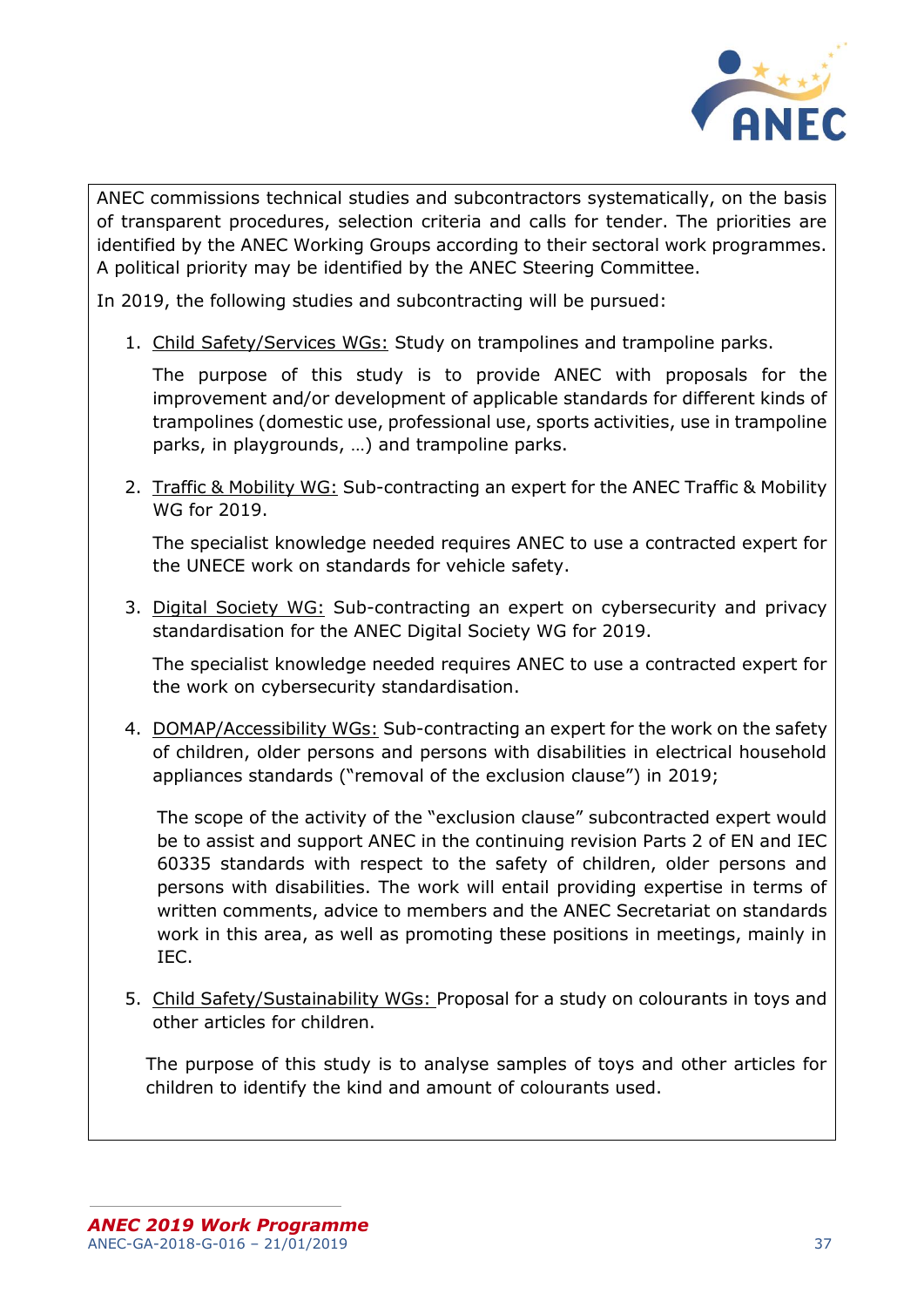ANEC commissions technical studies and subcontractors systematically, on the basis of transparent procedures, selection criteria and calls for tender. The priorities are identified by the ANEC Working Groups according to their sectoral work programmes. A political priority may be identified by the ANEC Steering Committee.

In 2019, the following studies and subcontracting will be pursued:

1. Child Safety/Services WGs: Study on trampolines and trampoline parks.

   The purpose of this study is to provide ANEC with proposals for the improvement and/or development of applicable standards for different kinds of trampolines (domestic use, professional use, sports activities, use in trampoline parks, in playgrounds, …) and trampoline parks.

2. Traffic & Mobility WG: Sub-contracting an expert for the ANEC Traffic & Mobility WG for 2019.

   The specialist knowledge needed requires ANEC to use a contracted expert for the UNECE work on standards for vehicle safety.

3. Digital Society WG: Sub-contracting an expert on cybersecurity and privacy standardisation for the ANEC Digital Society WG for 2019.

   The specialist knowledge needed requires ANEC to use a contracted expert for the work on cybersecurity standardisation.

4. DOMAP/Accessibility WGs: Sub-contracting an expert for the work on the safety of children, older persons and persons with disabilities in electrical household appliances standards ("removal of the exclusion clause") in 2019;

   The scope of the activity of the "exclusion clause" subcontracted expert would be to assist and support ANEC in the continuing revision Parts 2 of EN and IEC 60335 standards with respect to the safety of children, older persons and persons with disabilities. The work will entail providing expertise in terms of written comments, advice to members and the ANEC Secretariat on standards work in this area, as well as promoting these positions in meetings, mainly in IEC.

5. Child Safety/Sustainability WGs: Proposal for a study on colourants in toys and other articles for children.

   The purpose of this study is to analyse samples of toys and other articles for children to identify the kind and amount of colourants used.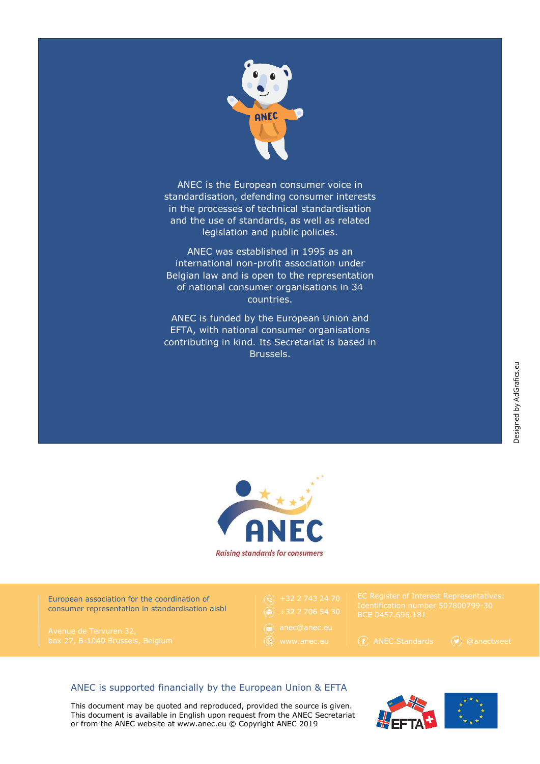ANEC is the European consumer voice in standardisation, defending consumer interests in the processes of technical standardisation and the use of standards, as well as related legislation and public policies.

ANEC was established in 1995 as an international non-profit association under Belgian law and is open to the representation of national consumer organisations in 34 countries.

ANEC is funded by the European Union and EFTA, with national consumer organisations contributing in kind. Its Secretariat is based in Brussels.

Designed by AdGrafics.eu

ANEC

*Raising standards for consumers*

European association for the coordination of consumer representation in standardisation aisbl

Avenue de Tervuren 32, box 27, B-1040 Brussels, Belgium

+32 2 743 24 70
+32 2 706 54 30
anec@anec.eu
www.anec.eu

EC Register of Interest Representatives: Identification number 507800799-30
BCE 0457.696.181

ANEC.Standards
@anectweet

ANEC is supported financially by the European Union & EFTA

This document may be quoted and reproduced, provided the source is given. This document is available in English upon request from the ANEC Secretariat or from the ANEC website at www.anec.eu © Copyright ANEC 2019